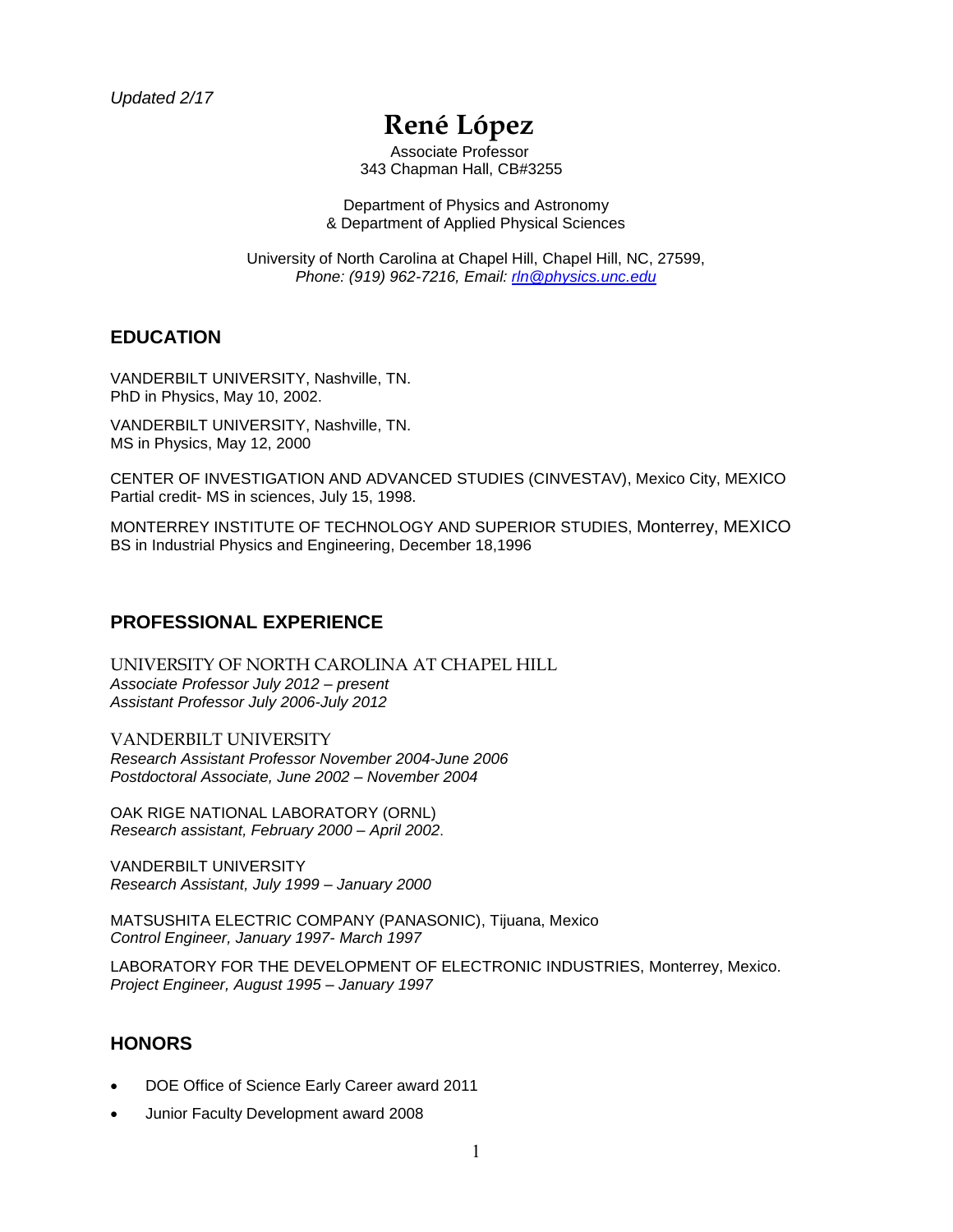*Updated 2/17*

# René López

Associate Professor
343 Chapman Hall, CB#3255

Department of Physics and Astronomy
& Department of Applied Physical Sciences

University of North Carolina at Chapel Hill, Chapel Hill, NC, 27599,
*Phone: (919) 962-7216, Email: rln@physics.unc.edu*

## EDUCATION

VANDERBILT UNIVERSITY, Nashville, TN.
PhD in Physics, May 10, 2002.

VANDERBILT UNIVERSITY, Nashville, TN.
MS in Physics, May 12, 2000

CENTER OF INVESTIGATION AND ADVANCED STUDIES (CINVESTAV), Mexico City, MEXICO
Partial credit- MS in sciences, July 15, 1998.

MONTERREY INSTITUTE OF TECHNOLOGY AND SUPERIOR STUDIES, Monterrey, MEXICO
BS in Industrial Physics and Engineering, December 18,1996

## PROFESSIONAL EXPERIENCE

UNIVERSITY OF NORTH CAROLINA AT CHAPEL HILL
*Associate Professor July 2012 – present*
*Assistant Professor July 2006-July 2012*

VANDERBILT UNIVERSITY
*Research Assistant Professor November 2004-June 2006*
*Postdoctoral Associate, June 2002 – November 2004*

OAK RIGE NATIONAL LABORATORY (ORNL)
*Research assistant, February 2000 – April 2002*.

VANDERBILT UNIVERSITY
*Research Assistant, July 1999 – January 2000*

MATSUSHITA ELECTRIC COMPANY (PANASONIC), Tijuana, Mexico
*Control Engineer, January 1997- March 1997*

LABORATORY FOR THE DEVELOPMENT OF ELECTRONIC INDUSTRIES, Monterrey, Mexico.
*Project Engineer, August 1995 – January 1997*

## HONORS

- DOE Office of Science Early Career award 2011
- Junior Faculty Development award 2008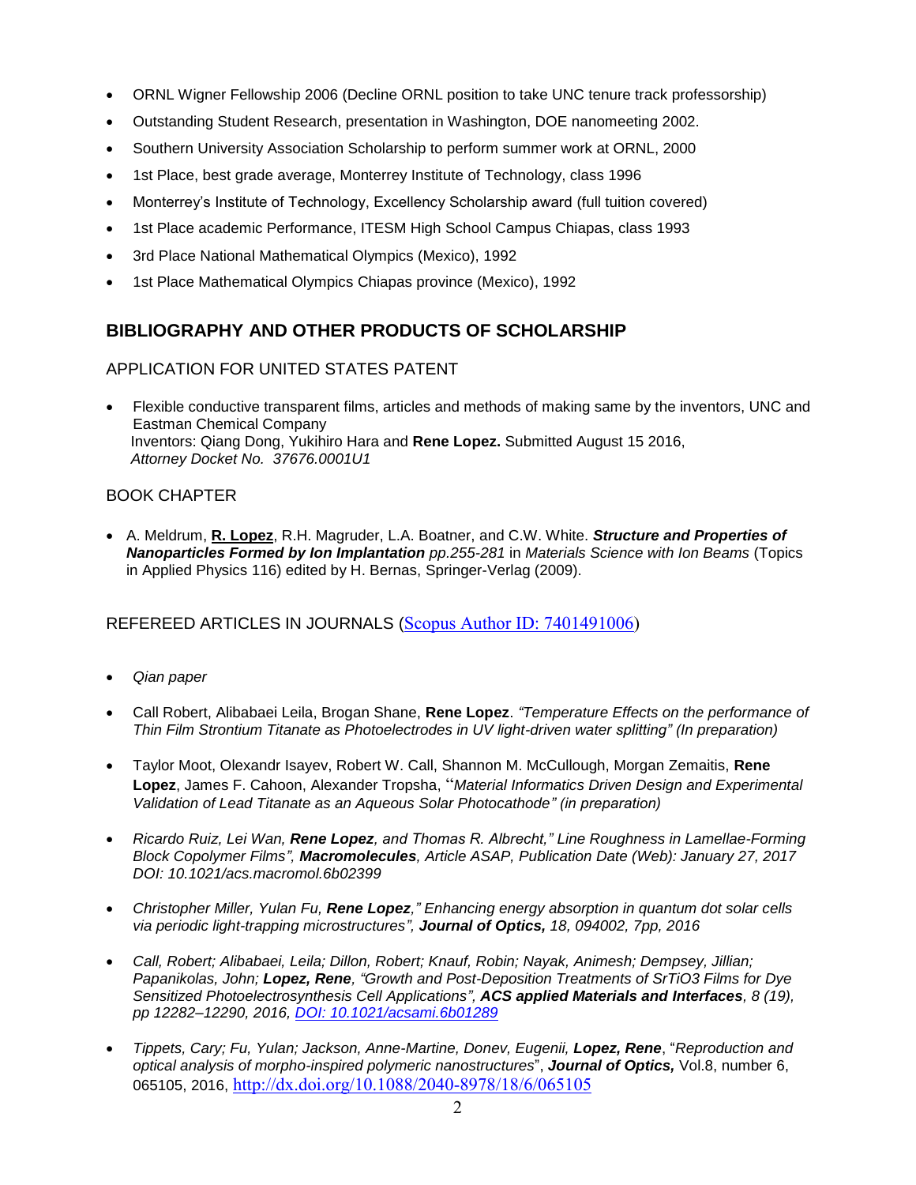- ORNL Wigner Fellowship 2006 (Decline ORNL position to take UNC tenure track professorship)
- Outstanding Student Research, presentation in Washington, DOE nanomeeting 2002.
- Southern University Association Scholarship to perform summer work at ORNL, 2000
- 1st Place, best grade average, Monterrey Institute of Technology, class 1996
- Monterrey's Institute of Technology, Excellency Scholarship award (full tuition covered)
- 1st Place academic Performance, ITESM High School Campus Chiapas, class 1993
- 3rd Place National Mathematical Olympics (Mexico), 1992
- 1st Place Mathematical Olympics Chiapas province (Mexico), 1992

## BIBLIOGRAPHY AND OTHER PRODUCTS OF SCHOLARSHIP

### APPLICATION FOR UNITED STATES PATENT

- Flexible conductive transparent films, articles and methods of making same by the inventors, UNC and Eastman Chemical Company
  Inventors: Qiang Dong, Yukihiro Hara and **Rene Lopez.** Submitted August 15 2016, *Attorney Docket No. 37676.0001U1*

### BOOK CHAPTER

- A. Meldrum, **R. Lopez**, R.H. Magruder, L.A. Boatner, and C.W. White. ***Structure and Properties of Nanoparticles Formed by Ion Implantation*** *pp.255-281* in *Materials Science with Ion Beams* (Topics in Applied Physics 116) edited by H. Bernas, Springer-Verlag (2009).

### REFEREED ARTICLES IN JOURNALS (Scopus Author ID: 7401491006)

- *Qian paper*
- Call Robert, Alibabaei Leila, Brogan Shane, **Rene Lopez**. *"Temperature Effects on the performance of Thin Film Strontium Titanate as Photoelectrodes in UV light-driven water splitting" (In preparation)*
- Taylor Moot, Olexandr Isayev, Robert W. Call, Shannon M. McCullough, Morgan Zemaitis, **Rene Lopez**, James F. Cahoon, Alexander Tropsha, "*Material Informatics Driven Design and Experimental Validation of Lead Titanate as an Aqueous Solar Photocathode" (in preparation)*
- *Ricardo Ruiz, Lei Wan, **Rene Lopez**, and Thomas R. Albrecht," Line Roughness in Lamellae-Forming Block Copolymer Films", **Macromolecules**, Article ASAP, Publication Date (Web): January 27, 2017 DOI: 10.1021/acs.macromol.6b02399*
- *Christopher Miller, Yulan Fu, **Rene Lopez**," Enhancing energy absorption in quantum dot solar cells via periodic light-trapping microstructures", **Journal of Optics,** 18, 094002, 7pp, 2016*
- *Call, Robert; Alibabaei, Leila; Dillon, Robert; Knauf, Robin; Nayak, Animesh; Dempsey, Jillian; Papanikolas, John; **Lopez, Rene**, "Growth and Post-Deposition Treatments of* $SrTiO_3$ *Films for Dye Sensitized Photoelectrosynthesis Cell Applications", **ACS applied Materials and Interfaces**, 8 (19), pp 12282–12290, 2016, DOI: 10.1021/acsami.6b01289*
- *Tippets, Cary; Fu, Yulan; Jackson, Anne-Martine, Donev, Eugenii, **Lopez, Rene***, "*Reproduction and optical analysis of morpho-inspired polymeric nanostructures*", ***Journal of Optics,*** Vol.8, number 6, 065105, 2016, http://dx.doi.org/10.1088/2040-8978/18/6/065105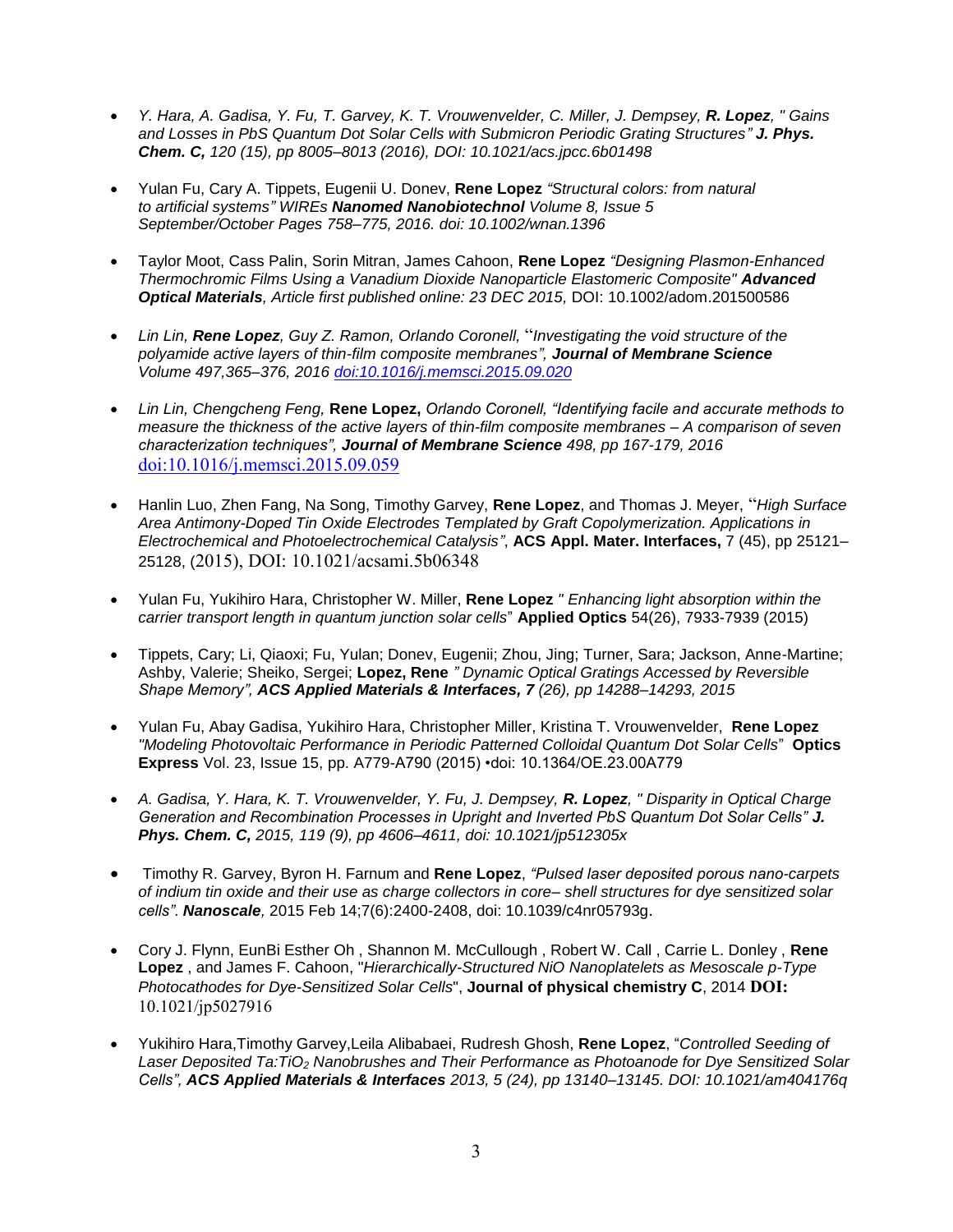- *Y. Hara, A. Gadisa, Y. Fu, T. Garvey, K. T. Vrouwenvelder, C. Miller, J. Dempsey, **R. Lopez**, " Gains and Losses in PbS Quantum Dot Solar Cells with Submicron Periodic Grating Structures" **J. Phys. Chem. C,** 120 (15), pp 8005–8013 (2016), DOI: 10.1021/acs.jpcc.6b01498*

- Yulan Fu, Cary A. Tippets, Eugenii U. Donev, **Rene Lopez** *"Structural colors: from natural to artificial systems" WIREs **Nanomed Nanobiotechnol** Volume 8, Issue 5 September/October Pages 758–775, 2016. doi: 10.1002/wnan.1396*

- Taylor Moot, Cass Palin, Sorin Mitran, James Cahoon, **Rene Lopez** *"Designing Plasmon-Enhanced Thermochromic Films Using a Vanadium Dioxide Nanoparticle Elastomeric Composite" **Advanced Optical Materials**, Article first published online: 23 DEC 2015,* DOI: 10.1002/adom.201500586

- *Lin Lin, **Rene Lopez**, Guy Z. Ramon, Orlando Coronell,* "*Investigating the void structure of the polyamide active layers of thin-film composite membranes", **Journal of Membrane Science** Volume 497,365–376, 2016 [doi:10.1016/j.memsci.2015.09.020](doi:10.1016/j.memsci.2015.09.020)*

- *Lin Lin, Chengcheng Feng,* **Rene Lopez,** *Orlando Coronell, "Identifying facile and accurate methods to measure the thickness of the active layers of thin-film composite membranes – A comparison of seven characterization techniques", **Journal of Membrane Science** 498, pp 167-179, 2016* doi:10.1016/j.memsci.2015.09.059

- Hanlin Luo, Zhen Fang, Na Song, Timothy Garvey, **Rene Lopez**, and Thomas J. Meyer, "*High Surface Area Antimony-Doped Tin Oxide Electrodes Templated by Graft Copolymerization. Applications in Electrochemical and Photoelectrochemical Catalysis"*, **ACS Appl. Mater. Interfaces,** 7 (45), pp 25121–25128, (2015), DOI: 10.1021/acsami.5b06348

- Yulan Fu, Yukihiro Hara, Christopher W. Miller, **Rene Lopez** *" Enhancing light absorption within the carrier transport length in quantum junction solar cells*" **Applied Optics** 54(26), 7933-7939 (2015)

- Tippets, Cary; Li, Qiaoxi; Fu, Yulan; Donev, Eugenii; Zhou, Jing; Turner, Sara; Jackson, Anne-Martine; Ashby, Valerie; Sheiko, Sergei; **Lopez, Rene** *" Dynamic Optical Gratings Accessed by Reversible Shape Memory", **ACS Applied Materials & Interfaces, 7** (26), pp 14288–14293, 2015*

- Yulan Fu, Abay Gadisa, Yukihiro Hara, Christopher Miller, Kristina T. Vrouwenvelder, **Rene Lopez** *"Modeling Photovoltaic Performance in Periodic Patterned Colloidal Quantum Dot Solar Cells*" **Optics Express** Vol. 23, Issue 15, pp. A779-A790 (2015) •doi: 10.1364/OE.23.00A779

- *A. Gadisa, Y. Hara, K. T. Vrouwenvelder, Y. Fu, J. Dempsey, **R. Lopez**, " Disparity in Optical Charge Generation and Recombination Processes in Upright and Inverted PbS Quantum Dot Solar Cells" **J. Phys. Chem. C,** 2015, 119 (9), pp 4606–4611, doi: 10.1021/jp512305x*

- Timothy R. Garvey, Byron H. Farnum and **Rene Lopez**, *"Pulsed laser deposited porous nano-carpets of indium tin oxide and their use as charge collectors in core– shell structures for dye sensitized solar cells". **Nanoscale**,* 2015 Feb 14;7(6):2400-2408, doi: 10.1039/c4nr05793g.

- Cory J. Flynn, EunBi Esther Oh , Shannon M. McCullough , Robert W. Call , Carrie L. Donley , **Rene Lopez** , and James F. Cahoon, "*Hierarchically-Structured NiO Nanoplatelets as Mesoscale p-Type Photocathodes for Dye-Sensitized Solar Cells*", **Journal of physical chemistry C**, 2014 **DOI:** 10.1021/jp5027916

- Yukihiro Hara,Timothy Garvey,Leila Alibabaei, Rudresh Ghosh, **Rene Lopez**, "*Controlled Seeding of Laser Deposited Ta:$TiO_2$ Nanobrushes and Their Performance as Photoanode for Dye Sensitized Solar Cells", **ACS Applied Materials & Interfaces** 2013, 5 (24), pp 13140–13145. DOI: 10.1021/am404176q*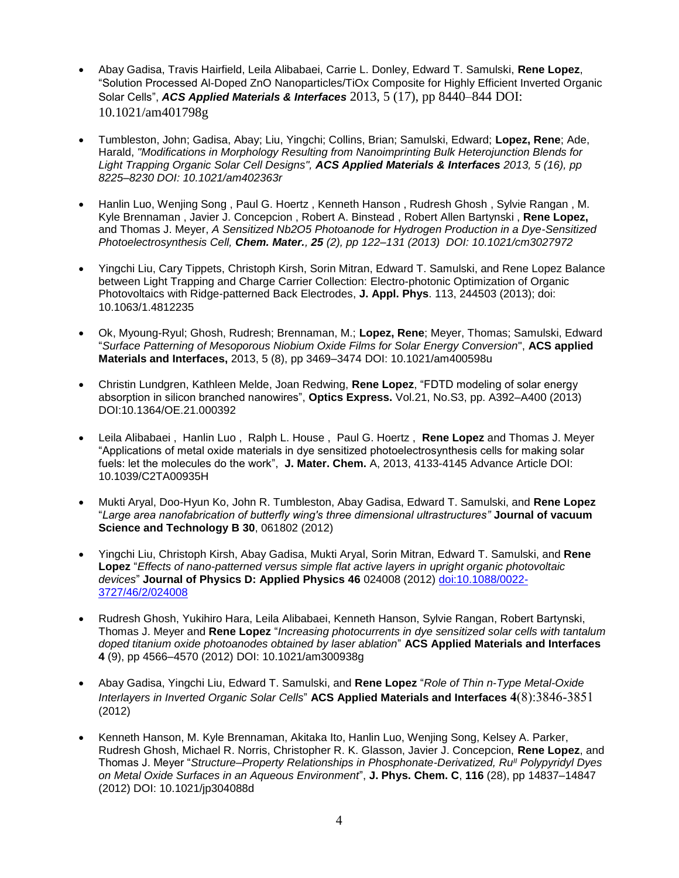- Abay Gadisa, Travis Hairfield, Leila Alibabaei, Carrie L. Donley, Edward T. Samulski, **Rene Lopez**, "Solution Processed Al-Doped ZnO Nanoparticles/TiOx Composite for Highly Efficient Inverted Organic Solar Cells", ***ACS Applied Materials & Interfaces*** 2013, 5 (17), pp 8440–844 DOI: 10.1021/am401798g

- Tumbleston, John; Gadisa, Abay; Liu, Yingchi; Collins, Brian; Samulski, Edward; **Lopez, Rene**; Ade, Harald, *"Modifications in Morphology Resulting from Nanoimprinting Bulk Heterojunction Blends for Light Trapping Organic Solar Cell Designs", **ACS Applied Materials & Interfaces** 2013, 5 (16), pp 8225–8230 DOI: 10.1021/am402363r*

- Hanlin Luo, Wenjing Song , Paul G. Hoertz , Kenneth Hanson , Rudresh Ghosh , Sylvie Rangan , M. Kyle Brennaman , Javier J. Concepcion , Robert A. Binstead , Robert Allen Bartynski , **Rene Lopez,** and Thomas J. Meyer, *A Sensitized Nb2O5 Photoanode for Hydrogen Production in a Dye-Sensitized Photoelectrosynthesis Cell, **Chem. Mater., 25** (2), pp 122–131 (2013) DOI: 10.1021/cm3027972*

- Yingchi Liu, Cary Tippets, Christoph Kirsh, Sorin Mitran, Edward T. Samulski, and Rene Lopez Balance between Light Trapping and Charge Carrier Collection: Electro-photonic Optimization of Organic Photovoltaics with Ridge-patterned Back Electrodes, **J. Appl. Phys**. 113, 244503 (2013); doi: 10.1063/1.4812235

- Ok, Myoung-Ryul; Ghosh, Rudresh; Brennaman, M.; **Lopez, Rene**; Meyer, Thomas; Samulski, Edward "*Surface Patterning of Mesoporous Niobium Oxide Films for Solar Energy Conversion*", **ACS applied Materials and Interfaces,** 2013, 5 (8), pp 3469–3474 DOI: 10.1021/am400598u

- Christin Lundgren, Kathleen Melde, Joan Redwing, **Rene Lopez**, "FDTD modeling of solar energy absorption in silicon branched nanowires", **Optics Express.** Vol.21, No.S3, pp. A392–A400 (2013) DOI:10.1364/OE.21.000392

- Leila Alibabaei , Hanlin Luo , Ralph L. House , Paul G. Hoertz , **Rene Lopez** and Thomas J. Meyer "Applications of metal oxide materials in dye sensitized photoelectrosynthesis cells for making solar fuels: let the molecules do the work", **J. Mater. Chem.** A, 2013, 4133-4145 Advance Article DOI: 10.1039/C2TA00935H

- Mukti Aryal, Doo-Hyun Ko, John R. Tumbleston, Abay Gadisa, Edward T. Samulski, and **Rene Lopez** "*Large area nanofabrication of butterfly wing's three dimensional ultrastructures"* **Journal of vacuum Science and Technology B 30**, 061802 (2012)

- Yingchi Liu, Christoph Kirsh, Abay Gadisa, Mukti Aryal, Sorin Mitran, Edward T. Samulski, and **Rene Lopez** "*Effects of nano-patterned versus simple flat active layers in upright organic photovoltaic devices*" **Journal of Physics D: Applied Physics 46** 024008 (2012) doi:10.1088/0022-3727/46/2/024008

- Rudresh Ghosh, Yukihiro Hara, Leila Alibabaei, Kenneth Hanson, Sylvie Rangan, Robert Bartynski, Thomas J. Meyer and **Rene Lopez** "*Increasing photocurrents in dye sensitized solar cells with tantalum doped titanium oxide photoanodes obtained by laser ablation*" **ACS Applied Materials and Interfaces 4** (9), pp 4566–4570 (2012) DOI: 10.1021/am300938g

- Abay Gadisa, Yingchi Liu, Edward T. Samulski, and **Rene Lopez** "*Role of Thin n-Type Metal-Oxide Interlayers in Inverted Organic Solar Cells*" **ACS Applied Materials and Interfaces 4**(8):3846-3851 (2012)

- Kenneth Hanson, M. Kyle Brennaman, Akitaka Ito, Hanlin Luo, Wenjing Song, Kelsey A. Parker, Rudresh Ghosh, Michael R. Norris, Christopher R. K. Glasson, Javier J. Concepcion, **Rene Lopez**, and Thomas J. Meyer "*Structure–Property Relationships in Phosphonate-Derivatized, $Ru^{II}$ Polypyridyl Dyes on Metal Oxide Surfaces in an Aqueous Environment*", **J. Phys. Chem. C**, **116** (28), pp 14837–14847 (2012) DOI: 10.1021/jp304088d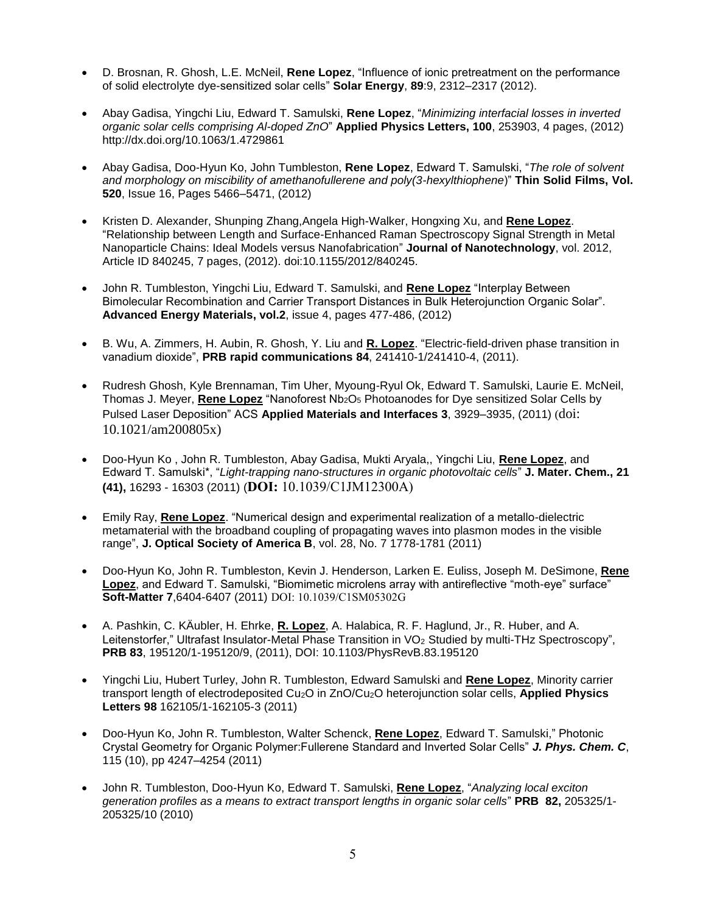- D. Brosnan, R. Ghosh, L.E. McNeil, **Rene Lopez**, "Influence of ionic pretreatment on the performance of solid electrolyte dye-sensitized solar cells" **Solar Energy**, **89**:9, 2312–2317 (2012).

- Abay Gadisa, Yingchi Liu, Edward T. Samulski, **Rene Lopez**, "*Minimizing interfacial losses in inverted organic solar cells comprising Al-doped ZnO*" **Applied Physics Letters, 100**, 253903, 4 pages, (2012) http://dx.doi.org/10.1063/1.4729861

- Abay Gadisa, Doo-Hyun Ko, John Tumbleston, **Rene Lopez**, Edward T. Samulski, "*The role of solvent and morphology on miscibility of amethanofullerene and poly(3-hexylthiophene)*" **Thin Solid Films, Vol. 520**, Issue 16, Pages 5466–5471, (2012)

- Kristen D. Alexander, Shunping Zhang,Angela High-Walker, Hongxing Xu, and **Rene Lopez**. "Relationship between Length and Surface-Enhanced Raman Spectroscopy Signal Strength in Metal Nanoparticle Chains: Ideal Models versus Nanofabrication" **Journal of Nanotechnology**, vol. 2012, Article ID 840245, 7 pages, (2012). doi:10.1155/2012/840245.

- John R. Tumbleston, Yingchi Liu, Edward T. Samulski, and **Rene Lopez** "Interplay Between Bimolecular Recombination and Carrier Transport Distances in Bulk Heterojunction Organic Solar". **Advanced Energy Materials, vol.2**, issue 4, pages 477-486, (2012)

- B. Wu, A. Zimmers, H. Aubin, R. Ghosh, Y. Liu and **R. Lopez**. "Electric-field-driven phase transition in vanadium dioxide", **PRB rapid communications 84**, 241410-1/241410-4, (2011).

- Rudresh Ghosh, Kyle Brennaman, Tim Uher, Myoung-Ryul Ok, Edward T. Samulski, Laurie E. McNeil, Thomas J. Meyer, **Rene Lopez** "Nanoforest $Nb_2O_5$ Photoanodes for Dye sensitized Solar Cells by Pulsed Laser Deposition" ACS **Applied Materials and Interfaces 3**, 3929–3935, (2011) (doi: 10.1021/am200805x)

- Doo-Hyun Ko , John R. Tumbleston, Abay Gadisa, Mukti Aryala,, Yingchi Liu, **Rene Lopez**, and Edward T. Samulski*, "*Light-trapping nano-structures in organic photovoltaic cells*" **J. Mater. Chem., 21 (41),** 16293 - 16303 (2011) (**DOI:** 10.1039/C1JM12300A)

- Emily Ray, **Rene Lopez**. "Numerical design and experimental realization of a metallo-dielectric metamaterial with the broadband coupling of propagating waves into plasmon modes in the visible range", **J. Optical Society of America B**, vol. 28, No. 7 1778-1781 (2011)

- Doo-Hyun Ko, John R. Tumbleston, Kevin J. Henderson, Larken E. Euliss, Joseph M. DeSimone, **Rene Lopez**, and Edward T. Samulski, "Biomimetic microlens array with antireflective "moth-eye" surface" **Soft-Matter 7**,6404-6407 (2011) DOI: 10.1039/C1SM05302G

- A. Pashkin, C. KÄubler, H. Ehrke, **R. Lopez**, A. Halabica, R. F. Haglund, Jr., R. Huber, and A. Leitenstorfer," Ultrafast Insulator-Metal Phase Transition in $VO_2$ Studied by multi-THz Spectroscopy", **PRB 83**, 195120/1-195120/9, (2011), DOI: 10.1103/PhysRevB.83.195120

- Yingchi Liu, Hubert Turley, John R. Tumbleston, Edward Samulski and **Rene Lopez**, Minority carrier transport length of electrodeposited $Cu_2O$ in $ZnO/Cu_2O$ heterojunction solar cells, **Applied Physics Letters 98** 162105/1-162105-3 (2011)

- Doo-Hyun Ko, John R. Tumbleston, Walter Schenck, **Rene Lopez**, Edward T. Samulski," Photonic Crystal Geometry for Organic Polymer:Fullerene Standard and Inverted Solar Cells" ***J. Phys. Chem. C***, 115 (10), pp 4247–4254 (2011)

- John R. Tumbleston, Doo-Hyun Ko, Edward T. Samulski, **Rene Lopez**, "*Analyzing local exciton generation profiles as a means to extract transport lengths in organic solar cells*" **PRB 82,** 205325/1-205325/10 (2010)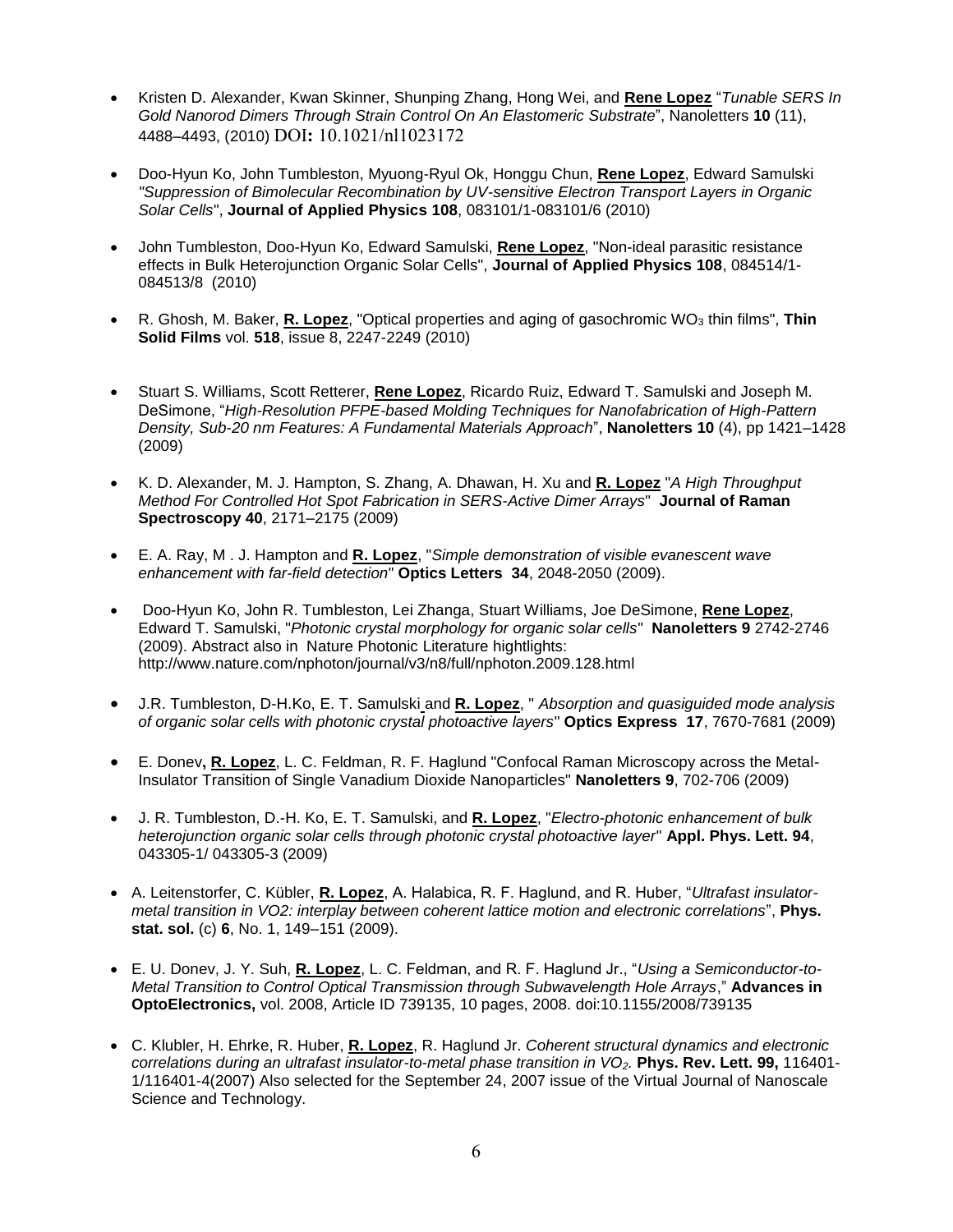- Kristen D. Alexander, Kwan Skinner, Shunping Zhang, Hong Wei, and **Rene Lopez** "*Tunable SERS In Gold Nanorod Dimers Through Strain Control On An Elastomeric Substrate*", Nanoletters **10** (11), 4488–4493, (2010) DOI**:** 10.1021/nl1023172

- Doo-Hyun Ko, John Tumbleston, Myuong-Ryul Ok, Honggu Chun, **Rene Lopez**, Edward Samulski *"Suppression of Bimolecular Recombination by UV-sensitive Electron Transport Layers in Organic Solar Cells*", **Journal of Applied Physics 108**, 083101/1-083101/6 (2010)

- John Tumbleston, Doo-Hyun Ko, Edward Samulski, **Rene Lopez**, "Non-ideal parasitic resistance effects in Bulk Heterojunction Organic Solar Cells", **Journal of Applied Physics 108**, 084514/1-084513/8 (2010)

- R. Ghosh, M. Baker, **R. Lopez**, "Optical properties and aging of gasochromic $WO_3$ thin films", **Thin Solid Films** vol. **518**, issue 8, 2247-2249 (2010)

- Stuart S. Williams, Scott Retterer, **Rene Lopez**, Ricardo Ruiz, Edward T. Samulski and Joseph M. DeSimone, "*High-Resolution PFPE-based Molding Techniques for Nanofabrication of High-Pattern Density, Sub-20 nm Features: A Fundamental Materials Approach*", **Nanoletters 10** (4), pp 1421–1428 (2009)

- K. D. Alexander, M. J. Hampton, S. Zhang, A. Dhawan, H. Xu and **R. Lopez** "*A High Throughput Method For Controlled Hot Spot Fabrication in SERS-Active Dimer Arrays*" **Journal of Raman Spectroscopy 40**, 2171–2175 (2009)

- E. A. Ray, M . J. Hampton and **R. Lopez**, "*Simple demonstration of visible evanescent wave enhancement with far-field detection*" **Optics Letters 34**, 2048-2050 (2009).

- Doo-Hyun Ko, John R. Tumbleston, Lei Zhanga, Stuart Williams, Joe DeSimone, **Rene Lopez**, Edward T. Samulski, "*Photonic crystal morphology for organic solar cells*" **Nanoletters 9** 2742-2746 (2009). Abstract also in Nature Photonic Literature hightlights: http://www.nature.com/nphoton/journal/v3/n8/full/nphoton.2009.128.html

- J.R. Tumbleston, D-H.Ko, E. T. Samulski and **R. Lopez**, " *Absorption and quasiguided mode analysis of organic solar cells with photonic crystal photoactive layers*" **Optics Express 17**, 7670-7681 (2009)

- E. Donev**, R. Lopez**, L. C. Feldman, R. F. Haglund "Confocal Raman Microscopy across the Metal-Insulator Transition of Single Vanadium Dioxide Nanoparticles" **Nanoletters 9**, 702-706 (2009)

- J. R. Tumbleston, D.-H. Ko, E. T. Samulski, and **R. Lopez**, "*Electro-photonic enhancement of bulk heterojunction organic solar cells through photonic crystal photoactive layer*" **Appl. Phys. Lett. 94**, 043305-1/ 043305-3 (2009)

- A. Leitenstorfer, C. Kübler, **R. Lopez**, A. Halabica, R. F. Haglund, and R. Huber, "*Ultrafast insulator-metal transition in VO2: interplay between coherent lattice motion and electronic correlations*", **Phys. stat. sol.** (c) **6**, No. 1, 149–151 (2009).

- E. U. Donev, J. Y. Suh, **R. Lopez**, L. C. Feldman, and R. F. Haglund Jr., "*Using a Semiconductor-to-Metal Transition to Control Optical Transmission through Subwavelength Hole Arrays*," **Advances in OptoElectronics,** vol. 2008, Article ID 739135, 10 pages, 2008. doi:10.1155/2008/739135

- C. Klubler, H. Ehrke, R. Huber, **R. Lopez**, R. Haglund Jr. *Coherent structural dynamics and electronic correlations during an ultrafast insulator-to-metal phase transition in $VO_2$.* **Phys. Rev. Lett. 99,** 116401-1/116401-4(2007) Also selected for the September 24, 2007 issue of the Virtual Journal of Nanoscale Science and Technology.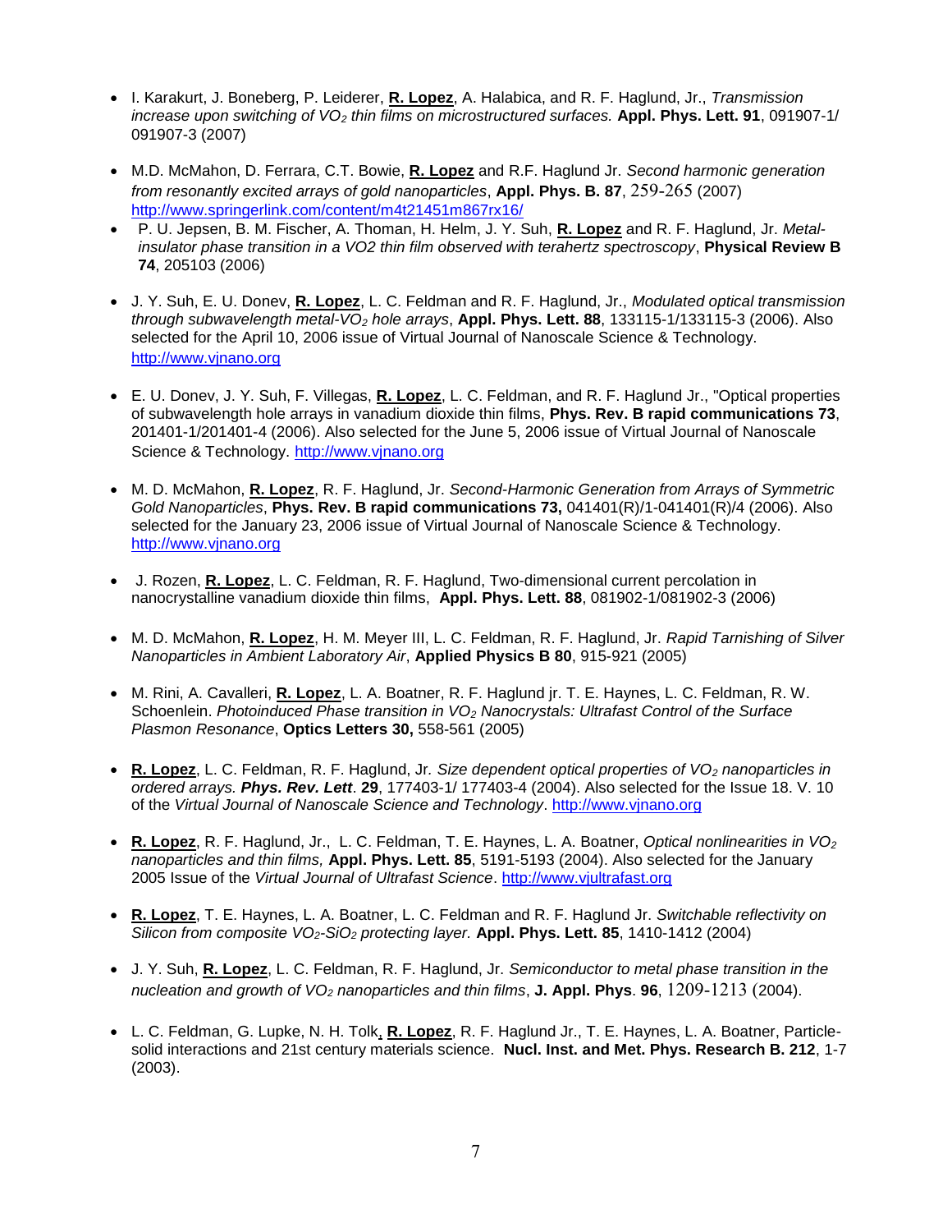- I. Karakurt, J. Boneberg, P. Leiderer, **R. Lopez**, A. Halabica, and R. F. Haglund, Jr., *Transmission increase upon switching of $VO_2$ thin films on microstructured surfaces.* **Appl. Phys. Lett. 91**, 091907-1/ 091907-3 (2007)

- M.D. McMahon, D. Ferrara, C.T. Bowie, **R. Lopez** and R.F. Haglund Jr. *Second harmonic generation from resonantly excited arrays of gold nanoparticles*, **Appl. Phys. B. 87**, 259-265 (2007) http://www.springerlink.com/content/m4t21451m867rx16/

- P. U. Jepsen, B. M. Fischer, A. Thoman, H. Helm, J. Y. Suh, **R. Lopez** and R. F. Haglund, Jr. *Metal-insulator phase transition in a VO2 thin film observed with terahertz spectroscopy*, **Physical Review B 74**, 205103 (2006)

- J. Y. Suh, E. U. Donev, **R. Lopez**, L. C. Feldman and R. F. Haglund, Jr., *Modulated optical transmission through subwavelength metal-$VO_2$ hole arrays*, **Appl. Phys. Lett. 88**, 133115-1/133115-3 (2006). Also selected for the April 10, 2006 issue of Virtual Journal of Nanoscale Science & Technology. http://www.vjnano.org

- E. U. Donev, J. Y. Suh, F. Villegas, **R. Lopez**, L. C. Feldman, and R. F. Haglund Jr., "Optical properties of subwavelength hole arrays in vanadium dioxide thin films, **Phys. Rev. B rapid communications 73**, 201401-1/201401-4 (2006). Also selected for the June 5, 2006 issue of Virtual Journal of Nanoscale Science & Technology. http://www.vjnano.org

- M. D. McMahon, **R. Lopez**, R. F. Haglund, Jr. *Second-Harmonic Generation from Arrays of Symmetric Gold Nanoparticles*, **Phys. Rev. B rapid communications 73,** 041401(R)/1-041401(R)/4 (2006). Also selected for the January 23, 2006 issue of Virtual Journal of Nanoscale Science & Technology. http://www.vjnano.org

- J. Rozen, **R. Lopez**, L. C. Feldman, R. F. Haglund, Two-dimensional current percolation in nanocrystalline vanadium dioxide thin films, **Appl. Phys. Lett. 88**, 081902-1/081902-3 (2006)

- M. D. McMahon, **R. Lopez**, H. M. Meyer III, L. C. Feldman, R. F. Haglund, Jr. *Rapid Tarnishing of Silver Nanoparticles in Ambient Laboratory Air*, **Applied Physics B 80**, 915-921 (2005)

- M. Rini, A. Cavalleri, **R. Lopez**, L. A. Boatner, R. F. Haglund jr. T. E. Haynes, L. C. Feldman, R. W. Schoenlein. *Photoinduced Phase transition in $VO_2$ Nanocrystals: Ultrafast Control of the Surface Plasmon Resonance*, **Optics Letters 30,** 558-561 (2005)

- **R. Lopez**, L. C. Feldman, R. F. Haglund, Jr. *Size dependent optical properties of $VO_2$ nanoparticles in ordered arrays.* ***Phys. Rev. Lett***. **29**, 177403-1/ 177403-4 (2004). Also selected for the Issue 18. V. 10 of the *Virtual Journal of Nanoscale Science and Technology*. http://www.vjnano.org

- **R. Lopez**, R. F. Haglund, Jr., L. C. Feldman, T. E. Haynes, L. A. Boatner, *Optical nonlinearities in $VO_2$ nanoparticles and thin films,* **Appl. Phys. Lett. 85**, 5191-5193 (2004). Also selected for the January 2005 Issue of the *Virtual Journal of Ultrafast Science*. http://www.vjultrafast.org

- **R. Lopez**, T. E. Haynes, L. A. Boatner, L. C. Feldman and R. F. Haglund Jr. *Switchable reflectivity on Silicon from composite $VO_2$-$SiO_2$ protecting layer.* **Appl. Phys. Lett. 85**, 1410-1412 (2004)

- J. Y. Suh, **R. Lopez**, L. C. Feldman, R. F. Haglund, Jr. *Semiconductor to metal phase transition in the nucleation and growth of $VO_2$ nanoparticles and thin films*, **J. Appl. Phys**. **96**, 1209-1213 (2004).

- L. C. Feldman, G. Lupke, N. H. Tolk, **R. Lopez**, R. F. Haglund Jr., T. E. Haynes, L. A. Boatner, Particle-solid interactions and 21st century materials science. **Nucl. Inst. and Met. Phys. Research B. 212**, 1-7 (2003).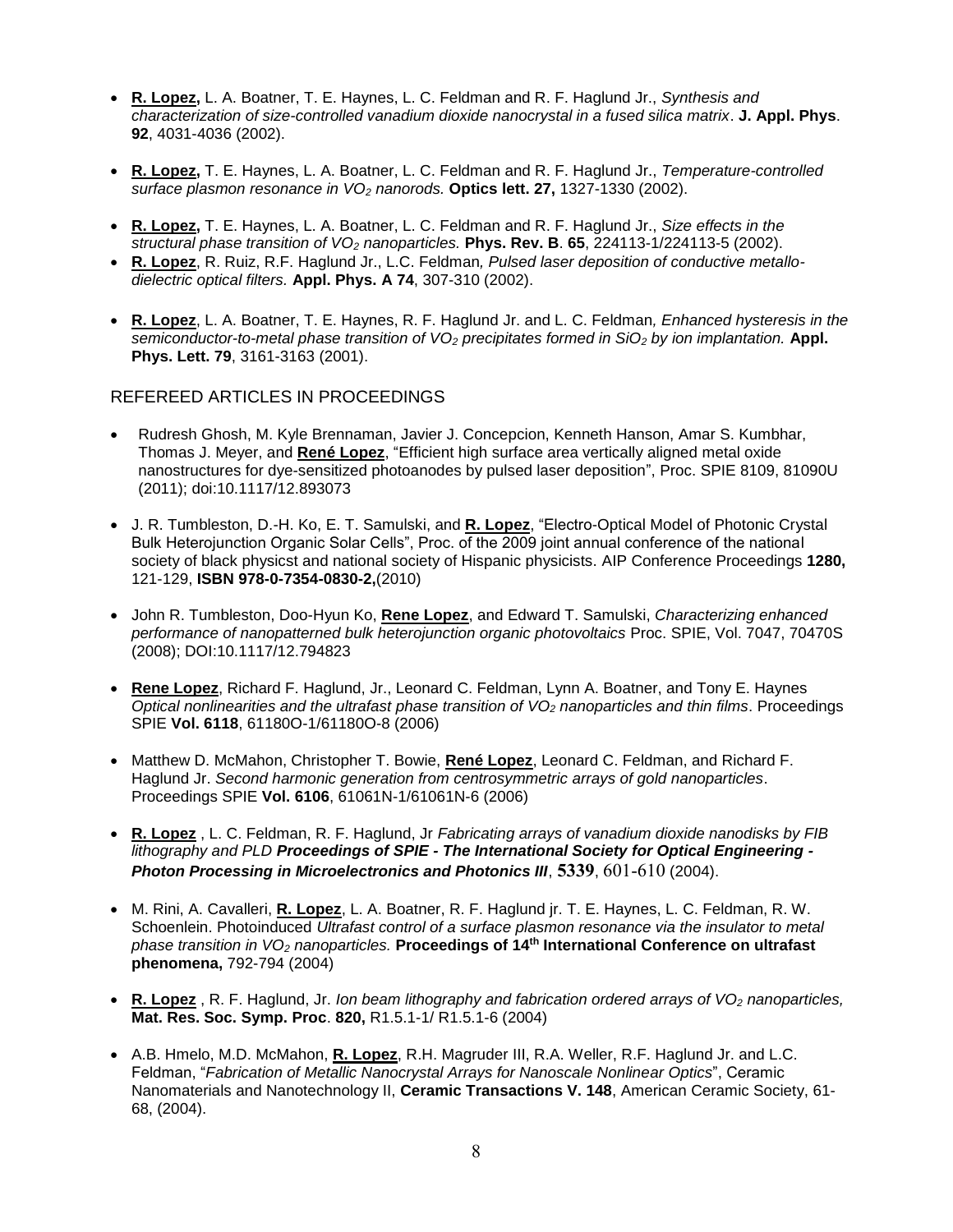- **R. Lopez,** L. A. Boatner, T. E. Haynes, L. C. Feldman and R. F. Haglund Jr., *Synthesis and characterization of size-controlled vanadium dioxide nanocrystal in a fused silica matrix*. **J. Appl. Phys**. **92**, 4031-4036 (2002).

- **R. Lopez,** T. E. Haynes, L. A. Boatner, L. C. Feldman and R. F. Haglund Jr., *Temperature-controlled surface plasmon resonance in $VO_2$ nanorods.* **Optics lett. 27,** 1327-1330 (2002).

- **R. Lopez,** T. E. Haynes, L. A. Boatner, L. C. Feldman and R. F. Haglund Jr., *Size effects in the structural phase transition of $VO_2$ nanoparticles.* **Phys. Rev. B**. **65**, 224113-1/224113-5 (2002).
- **R. Lopez**, R. Ruiz, R.F. Haglund Jr., L.C. Feldman*, Pulsed laser deposition of conductive metallo-dielectric optical filters.* **Appl. Phys. A 74**, 307-310 (2002).

- **R. Lopez**, L. A. Boatner, T. E. Haynes, R. F. Haglund Jr. and L. C. Feldman*, Enhanced hysteresis in the semiconductor-to-metal phase transition of $VO_2$ precipitates formed in $SiO_2$ by ion implantation.* **Appl. Phys. Lett. 79**, 3161-3163 (2001).

## REFEREED ARTICLES IN PROCEEDINGS

- Rudresh Ghosh, M. Kyle Brennaman, Javier J. Concepcion, Kenneth Hanson, Amar S. Kumbhar, Thomas J. Meyer, and **René Lopez**, "Efficient high surface area vertically aligned metal oxide nanostructures for dye-sensitized photoanodes by pulsed laser deposition", Proc. SPIE 8109, 81090U (2011); doi:10.1117/12.893073

- J. R. Tumbleston, D.-H. Ko, E. T. Samulski, and **R. Lopez**, "Electro-Optical Model of Photonic Crystal Bulk Heterojunction Organic Solar Cells", Proc. of the 2009 joint annual conference of the national society of black physicst and national society of Hispanic physicists. AIP Conference Proceedings **1280,** 121-129, **ISBN 978-0-7354-0830-2,**(2010)

- John R. Tumbleston, Doo-Hyun Ko, **Rene Lopez**, and Edward T. Samulski, *Characterizing enhanced performance of nanopatterned bulk heterojunction organic photovoltaics* Proc. SPIE, Vol. 7047, 70470S (2008); DOI:10.1117/12.794823

- **Rene Lopez**, Richard F. Haglund, Jr., Leonard C. Feldman, Lynn A. Boatner, and Tony E. Haynes *Optical nonlinearities and the ultrafast phase transition of $VO_2$ nanoparticles and thin films*. Proceedings SPIE **Vol. 6118**, 61180O-1/61180O-8 (2006)

- Matthew D. McMahon, Christopher T. Bowie, **René Lopez**, Leonard C. Feldman, and Richard F. Haglund Jr. *Second harmonic generation from centrosymmetric arrays of gold nanoparticles*. Proceedings SPIE **Vol. 6106**, 61061N-1/61061N-6 (2006)

- **R. Lopez** , L. C. Feldman, R. F. Haglund, Jr *Fabricating arrays of vanadium dioxide nanodisks by FIB lithography and PLD* ***Proceedings of SPIE - The International Society for Optical Engineering - Photon Processing in Microelectronics and Photonics III***, **5339**, 601-610 (2004).

- M. Rini, A. Cavalleri, **R. Lopez**, L. A. Boatner, R. F. Haglund jr. T. E. Haynes, L. C. Feldman, R. W. Schoenlein. Photoinduced *Ultrafast control of a surface plasmon resonance via the insulator to metal phase transition in $VO_2$ nanoparticles.* **Proceedings of 14th International Conference on ultrafast phenomena,** 792-794 (2004)

- **R. Lopez** , R. F. Haglund, Jr. *Ion beam lithography and fabrication ordered arrays of $VO_2$ nanoparticles,* **Mat. Res. Soc. Symp. Proc**. **820,** R1.5.1-1/ R1.5.1-6 (2004)

- A.B. Hmelo, M.D. McMahon, **R. Lopez**, R.H. Magruder III, R.A. Weller, R.F. Haglund Jr. and L.C. Feldman, "*Fabrication of Metallic Nanocrystal Arrays for Nanoscale Nonlinear Optics*", Ceramic Nanomaterials and Nanotechnology II, **Ceramic Transactions V. 148**, American Ceramic Society, 61-68, (2004).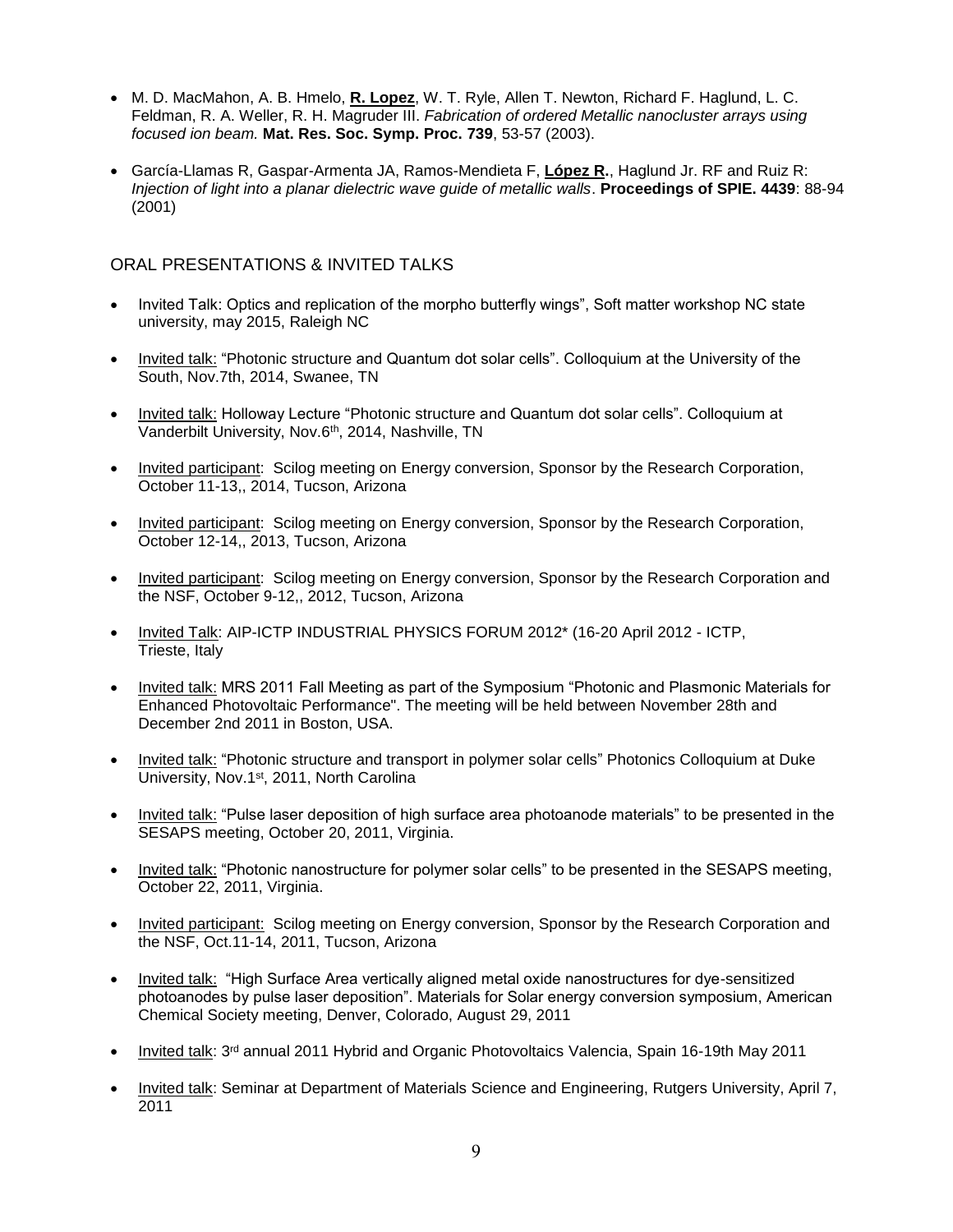- M. D. MacMahon, A. B. Hmelo, **R. Lopez**, W. T. Ryle, Allen T. Newton, Richard F. Haglund, L. C. Feldman, R. A. Weller, R. H. Magruder III. *Fabrication of ordered Metallic nanocluster arrays using focused ion beam.* **Mat. Res. Soc. Symp. Proc. 739**, 53-57 (2003).

- García-Llamas R, Gaspar-Armenta JA, Ramos-Mendieta F, **López R.**, Haglund Jr. RF and Ruiz R: *Injection of light into a planar dielectric wave guide of metallic walls*. **Proceedings of SPIE. 4439**: 88-94 (2001)

## ORAL PRESENTATIONS & INVITED TALKS

- Invited Talk: Optics and replication of the morpho butterfly wings", Soft matter workshop NC state university, may 2015, Raleigh NC

- Invited talk: "Photonic structure and Quantum dot solar cells". Colloquium at the University of the South, Nov.7th, 2014, Swanee, TN

- Invited talk: Holloway Lecture "Photonic structure and Quantum dot solar cells". Colloquium at Vanderbilt University, Nov.6th, 2014, Nashville, TN

- Invited participant: Scilog meeting on Energy conversion, Sponsor by the Research Corporation, October 11-13,, 2014, Tucson, Arizona

- Invited participant: Scilog meeting on Energy conversion, Sponsor by the Research Corporation, October 12-14,, 2013, Tucson, Arizona

- Invited participant: Scilog meeting on Energy conversion, Sponsor by the Research Corporation and the NSF, October 9-12,, 2012, Tucson, Arizona

- Invited Talk: AIP-ICTP INDUSTRIAL PHYSICS FORUM 2012* (16-20 April 2012 - ICTP, Trieste, Italy

- Invited talk: MRS 2011 Fall Meeting as part of the Symposium "Photonic and Plasmonic Materials for Enhanced Photovoltaic Performance". The meeting will be held between November 28th and December 2nd 2011 in Boston, USA.

- Invited talk: "Photonic structure and transport in polymer solar cells" Photonics Colloquium at Duke University, Nov.1st, 2011, North Carolina

- Invited talk: "Pulse laser deposition of high surface area photoanode materials" to be presented in the SESAPS meeting, October 20, 2011, Virginia.

- Invited talk: "Photonic nanostructure for polymer solar cells" to be presented in the SESAPS meeting, October 22, 2011, Virginia.

- Invited participant: Scilog meeting on Energy conversion, Sponsor by the Research Corporation and the NSF, Oct.11-14, 2011, Tucson, Arizona

- Invited talk: "High Surface Area vertically aligned metal oxide nanostructures for dye-sensitized photoanodes by pulse laser deposition". Materials for Solar energy conversion symposium, American Chemical Society meeting, Denver, Colorado, August 29, 2011

- Invited talk: 3rd annual 2011 Hybrid and Organic Photovoltaics Valencia, Spain 16-19th May 2011

- Invited talk: Seminar at Department of Materials Science and Engineering, Rutgers University, April 7, 2011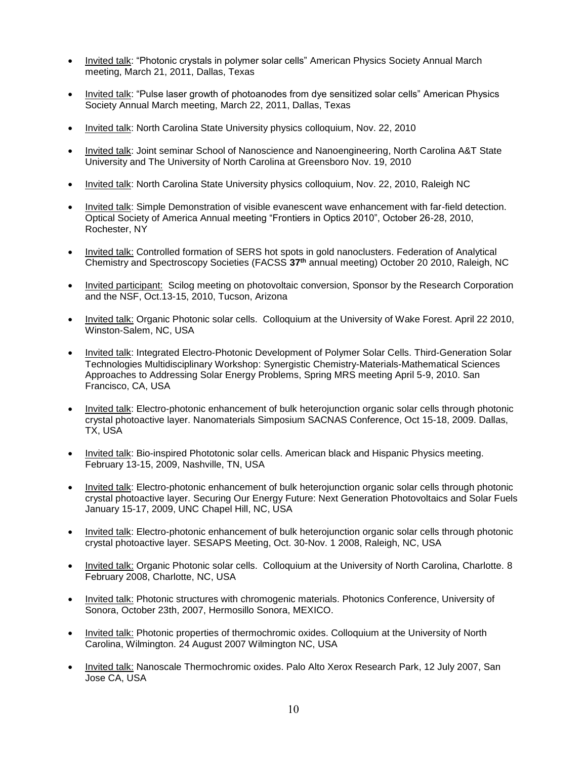- Invited talk: "Photonic crystals in polymer solar cells" American Physics Society Annual March meeting, March 21, 2011, Dallas, Texas

- Invited talk: "Pulse laser growth of photoanodes from dye sensitized solar cells" American Physics Society Annual March meeting, March 22, 2011, Dallas, Texas

- Invited talk: North Carolina State University physics colloquium, Nov. 22, 2010

- Invited talk: Joint seminar School of Nanoscience and Nanoengineering, North Carolina A&T State University and The University of North Carolina at Greensboro Nov. 19, 2010

- Invited talk: North Carolina State University physics colloquium, Nov. 22, 2010, Raleigh NC

- Invited talk: Simple Demonstration of visible evanescent wave enhancement with far-field detection. Optical Society of America Annual meeting "Frontiers in Optics 2010", October 26-28, 2010, Rochester, NY

- Invited talk: Controlled formation of SERS hot spots in gold nanoclusters. Federation of Analytical Chemistry and Spectroscopy Societies (FACSS **37th** annual meeting) October 20 2010, Raleigh, NC

- Invited participant: Scilog meeting on photovoltaic conversion, Sponsor by the Research Corporation and the NSF, Oct.13-15, 2010, Tucson, Arizona

- Invited talk: Organic Photonic solar cells. Colloquium at the University of Wake Forest. April 22 2010, Winston-Salem, NC, USA

- Invited talk: Integrated Electro-Photonic Development of Polymer Solar Cells. Third-Generation Solar Technologies Multidisciplinary Workshop: Synergistic Chemistry-Materials-Mathematical Sciences Approaches to Addressing Solar Energy Problems, Spring MRS meeting April 5-9, 2010. San Francisco, CA, USA

- Invited talk: Electro-photonic enhancement of bulk heterojunction organic solar cells through photonic crystal photoactive layer. Nanomaterials Simposium SACNAS Conference, Oct 15-18, 2009. Dallas, TX, USA

- Invited talk: Bio-inspired Phototonic solar cells. American black and Hispanic Physics meeting. February 13-15, 2009, Nashville, TN, USA

- Invited talk: Electro-photonic enhancement of bulk heterojunction organic solar cells through photonic crystal photoactive layer. Securing Our Energy Future: Next Generation Photovoltaics and Solar Fuels January 15-17, 2009, UNC Chapel Hill, NC, USA

- Invited talk: Electro-photonic enhancement of bulk heterojunction organic solar cells through photonic crystal photoactive layer. SESAPS Meeting, Oct. 30-Nov. 1 2008, Raleigh, NC, USA

- Invited talk: Organic Photonic solar cells. Colloquium at the University of North Carolina, Charlotte. 8 February 2008, Charlotte, NC, USA

- Invited talk: Photonic structures with chromogenic materials. Photonics Conference, University of Sonora, October 23th, 2007, Hermosillo Sonora, MEXICO.

- Invited talk: Photonic properties of thermochromic oxides. Colloquium at the University of North Carolina, Wilmington. 24 August 2007 Wilmington NC, USA

- Invited talk: Nanoscale Thermochromic oxides. Palo Alto Xerox Research Park, 12 July 2007, San Jose CA, USA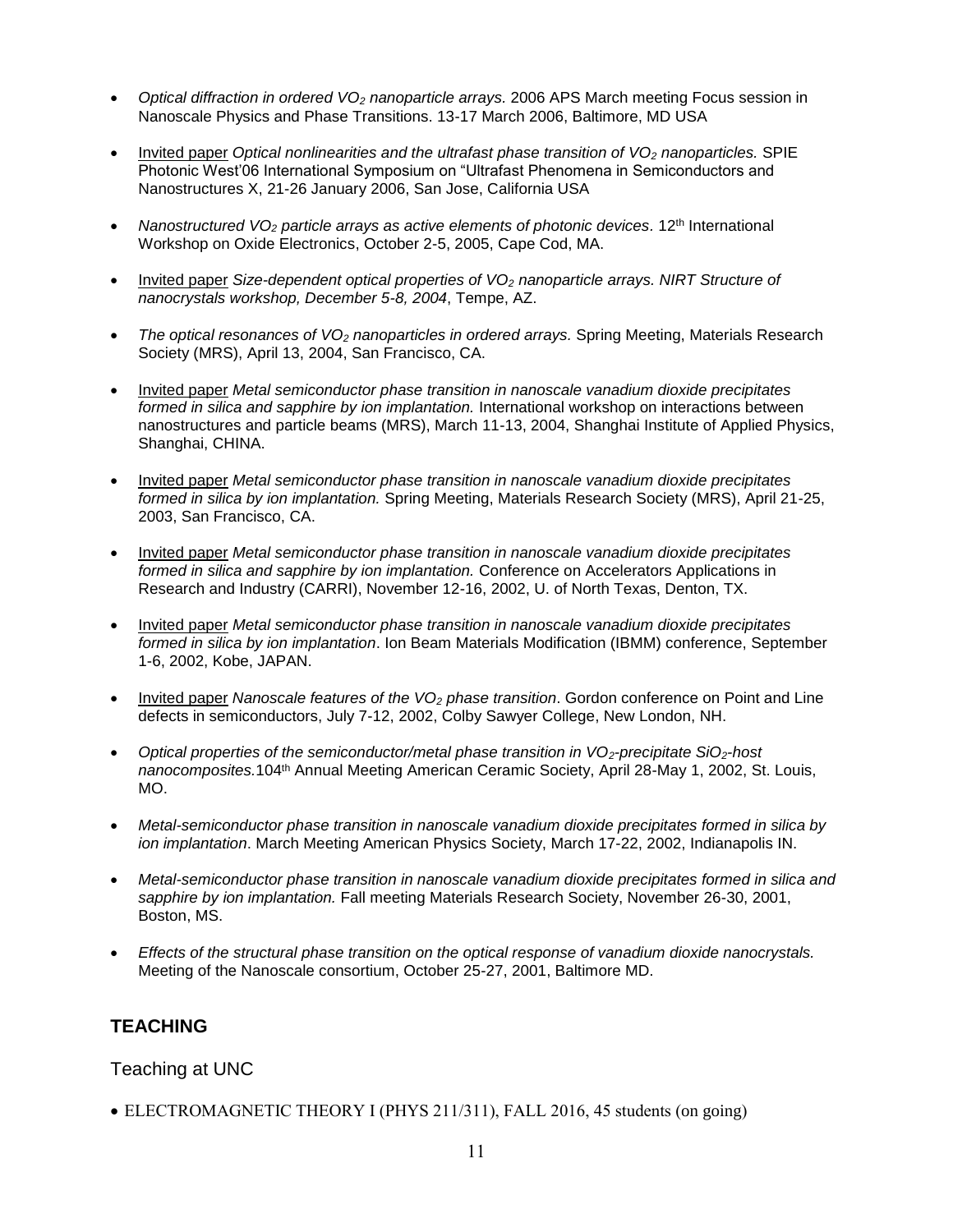- *Optical diffraction in ordered $VO_2$ nanoparticle arrays.* 2006 APS March meeting Focus session in Nanoscale Physics and Phase Transitions. 13-17 March 2006, Baltimore, MD USA

- <u>Invited paper</u> *Optical nonlinearities and the ultrafast phase transition of $VO_2$ nanoparticles.* SPIE Photonic West'06 International Symposium on "Ultrafast Phenomena in Semiconductors and Nanostructures X, 21-26 January 2006, San Jose, California USA

- *Nanostructured $VO_2$ particle arrays as active elements of photonic devices*. 12th International Workshop on Oxide Electronics, October 2-5, 2005, Cape Cod, MA.

- <u>Invited paper</u> *Size-dependent optical properties of $VO_2$ nanoparticle arrays. NIRT Structure of nanocrystals workshop, December 5-8, 2004*, Tempe, AZ.

- *The optical resonances of $VO_2$ nanoparticles in ordered arrays.* Spring Meeting, Materials Research Society (MRS), April 13, 2004, San Francisco, CA.

- <u>Invited paper</u> *Metal semiconductor phase transition in nanoscale vanadium dioxide precipitates formed in silica and sapphire by ion implantation.* International workshop on interactions between nanostructures and particle beams (MRS), March 11-13, 2004, Shanghai Institute of Applied Physics, Shanghai, CHINA.

- <u>Invited paper</u> *Metal semiconductor phase transition in nanoscale vanadium dioxide precipitates formed in silica by ion implantation.* Spring Meeting, Materials Research Society (MRS), April 21-25, 2003, San Francisco, CA.

- <u>Invited paper</u> *Metal semiconductor phase transition in nanoscale vanadium dioxide precipitates formed in silica and sapphire by ion implantation.* Conference on Accelerators Applications in Research and Industry (CARRI), November 12-16, 2002, U. of North Texas, Denton, TX.

- <u>Invited paper</u> *Metal semiconductor phase transition in nanoscale vanadium dioxide precipitates formed in silica by ion implantation*. Ion Beam Materials Modification (IBMM) conference, September 1-6, 2002, Kobe, JAPAN.

- <u>Invited paper</u> *Nanoscale features of the $VO_2$ phase transition*. Gordon conference on Point and Line defects in semiconductors, July 7-12, 2002, Colby Sawyer College, New London, NH.

- *Optical properties of the semiconductor/metal phase transition in $VO_2$-precipitate $SiO_2$-host nanocomposites.*104th Annual Meeting American Ceramic Society, April 28-May 1, 2002, St. Louis, MO.

- *Metal-semiconductor phase transition in nanoscale vanadium dioxide precipitates formed in silica by ion implantation*. March Meeting American Physics Society, March 17-22, 2002, Indianapolis IN.

- *Metal-semiconductor phase transition in nanoscale vanadium dioxide precipitates formed in silica and sapphire by ion implantation.* Fall meeting Materials Research Society, November 26-30, 2001, Boston, MS.

- *Effects of the structural phase transition on the optical response of vanadium dioxide nanocrystals.* Meeting of the Nanoscale consortium, October 25-27, 2001, Baltimore MD.

## TEACHING

### Teaching at UNC

- ELECTROMAGNETIC THEORY I (PHYS 211/311), FALL 2016, 45 students (on going)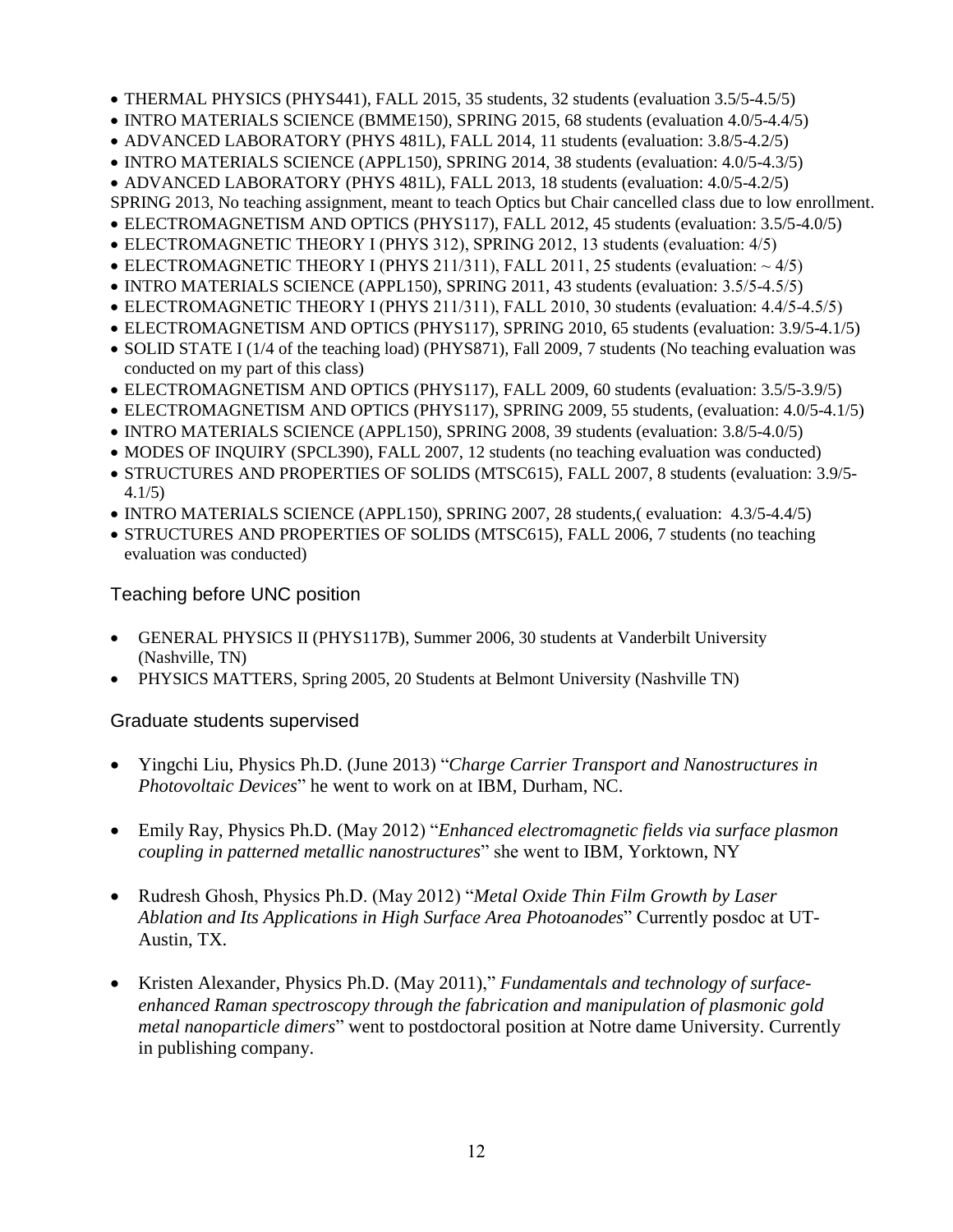- THERMAL PHYSICS (PHYS441), FALL 2015, 35 students, 32 students (evaluation 3.5/5-4.5/5)
- INTRO MATERIALS SCIENCE (BMME150), SPRING 2015, 68 students (evaluation 4.0/5-4.4/5)
- ADVANCED LABORATORY (PHYS 481L), FALL 2014, 11 students (evaluation: 3.8/5-4.2/5)
- INTRO MATERIALS SCIENCE (APPL150), SPRING 2014, 38 students (evaluation: 4.0/5-4.3/5)
- ADVANCED LABORATORY (PHYS 481L), FALL 2013, 18 students (evaluation: 4.0/5-4.2/5)

SPRING 2013, No teaching assignment, meant to teach Optics but Chair cancelled class due to low enrollment.

- ELECTROMAGNETISM AND OPTICS (PHYS117), FALL 2012, 45 students (evaluation: 3.5/5-4.0/5)
- ELECTROMAGNETIC THEORY I (PHYS 312), SPRING 2012, 13 students (evaluation: 4/5)
- ELECTROMAGNETIC THEORY I (PHYS 211/311), FALL 2011, 25 students (evaluation: ~ 4/5)
- INTRO MATERIALS SCIENCE (APPL150), SPRING 2011, 43 students (evaluation: 3.5/5-4.5/5)
- ELECTROMAGNETIC THEORY I (PHYS 211/311), FALL 2010, 30 students (evaluation: 4.4/5-4.5/5)
- ELECTROMAGNETISM AND OPTICS (PHYS117), SPRING 2010, 65 students (evaluation: 3.9/5-4.1/5)
- SOLID STATE I (1/4 of the teaching load) (PHYS871), Fall 2009, 7 students (No teaching evaluation was conducted on my part of this class)
- ELECTROMAGNETISM AND OPTICS (PHYS117), FALL 2009, 60 students (evaluation: 3.5/5-3.9/5)
- ELECTROMAGNETISM AND OPTICS (PHYS117), SPRING 2009, 55 students, (evaluation: 4.0/5-4.1/5)
- INTRO MATERIALS SCIENCE (APPL150), SPRING 2008, 39 students (evaluation: 3.8/5-4.0/5)
- MODES OF INQUIRY (SPCL390), FALL 2007, 12 students (no teaching evaluation was conducted)
- STRUCTURES AND PROPERTIES OF SOLIDS (MTSC615), FALL 2007, 8 students (evaluation: 3.9/5-4.1/5)
- INTRO MATERIALS SCIENCE (APPL150), SPRING 2007, 28 students,( evaluation: 4.3/5-4.4/5)
- STRUCTURES AND PROPERTIES OF SOLIDS (MTSC615), FALL 2006, 7 students (no teaching evaluation was conducted)

## Teaching before UNC position

- GENERAL PHYSICS II (PHYS117B), Summer 2006, 30 students at Vanderbilt University (Nashville, TN)
- PHYSICS MATTERS, Spring 2005, 20 Students at Belmont University (Nashville TN)

## Graduate students supervised

- Yingchi Liu, Physics Ph.D. (June 2013) "*Charge Carrier Transport and Nanostructures in Photovoltaic Devices*" he went to work on at IBM, Durham, NC.

- Emily Ray, Physics Ph.D. (May 2012) "*Enhanced electromagnetic fields via surface plasmon coupling in patterned metallic nanostructures*" she went to IBM, Yorktown, NY

- Rudresh Ghosh, Physics Ph.D. (May 2012) "*Metal Oxide Thin Film Growth by Laser Ablation and Its Applications in High Surface Area Photoanodes*" Currently posdoc at UT-Austin, TX.

- Kristen Alexander, Physics Ph.D. (May 2011)," *Fundamentals and technology of surface-enhanced Raman spectroscopy through the fabrication and manipulation of plasmonic gold metal nanoparticle dimers*" went to postdoctoral position at Notre dame University. Currently in publishing company.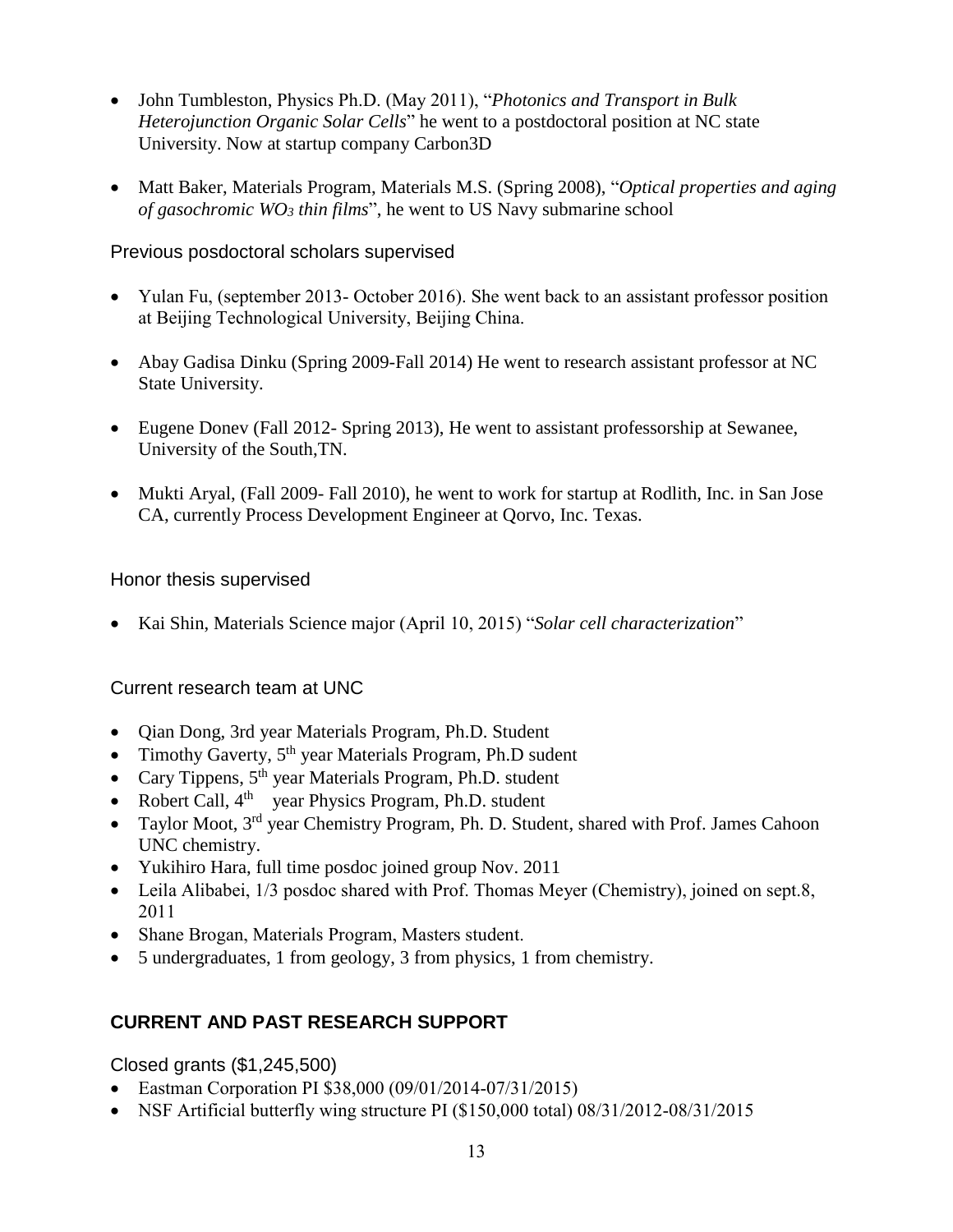- John Tumbleston, Physics Ph.D. (May 2011), "*Photonics and Transport in Bulk Heterojunction Organic Solar Cells*" he went to a postdoctoral position at NC state University. Now at startup company Carbon3D

- Matt Baker, Materials Program, Materials M.S. (Spring 2008), "*Optical properties and aging of gasochromic $WO_3$ thin films*", he went to US Navy submarine school

### Previous posdoctoral scholars supervised

- Yulan Fu, (september 2013- October 2016). She went back to an assistant professor position at Beijing Technological University, Beijing China.

- Abay Gadisa Dinku (Spring 2009-Fall 2014) He went to research assistant professor at NC State University.

- Eugene Donev (Fall 2012- Spring 2013), He went to assistant professorship at Sewanee, University of the South,TN.

- Mukti Aryal, (Fall 2009- Fall 2010), he went to work for startup at Rodlith, Inc. in San Jose CA, currently Process Development Engineer at Qorvo, Inc. Texas.

### Honor thesis supervised

- Kai Shin, Materials Science major (April 10, 2015) "*Solar cell characterization*"

### Current research team at UNC

- Qian Dong, 3rd year Materials Program, Ph.D. Student
- Timothy Gaverty, 5th year Materials Program, Ph.D sudent
- Cary Tippens, 5th year Materials Program, Ph.D. student
- Robert Call, 4th year Physics Program, Ph.D. student
- Taylor Moot, 3rd year Chemistry Program, Ph. D. Student, shared with Prof. James Cahoon UNC chemistry.
- Yukihiro Hara, full time posdoc joined group Nov. 2011
- Leila Alibabei, 1/3 posdoc shared with Prof. Thomas Meyer (Chemistry), joined on sept.8, 2011
- Shane Brogan, Materials Program, Masters student.
- 5 undergraduates, 1 from geology, 3 from physics, 1 from chemistry.

## CURRENT AND PAST RESEARCH SUPPORT

### Closed grants ($1,245,500)

- Eastman Corporation PI $38,000 (09/01/2014-07/31/2015)
- NSF Artificial butterfly wing structure PI ($150,000 total) 08/31/2012-08/31/2015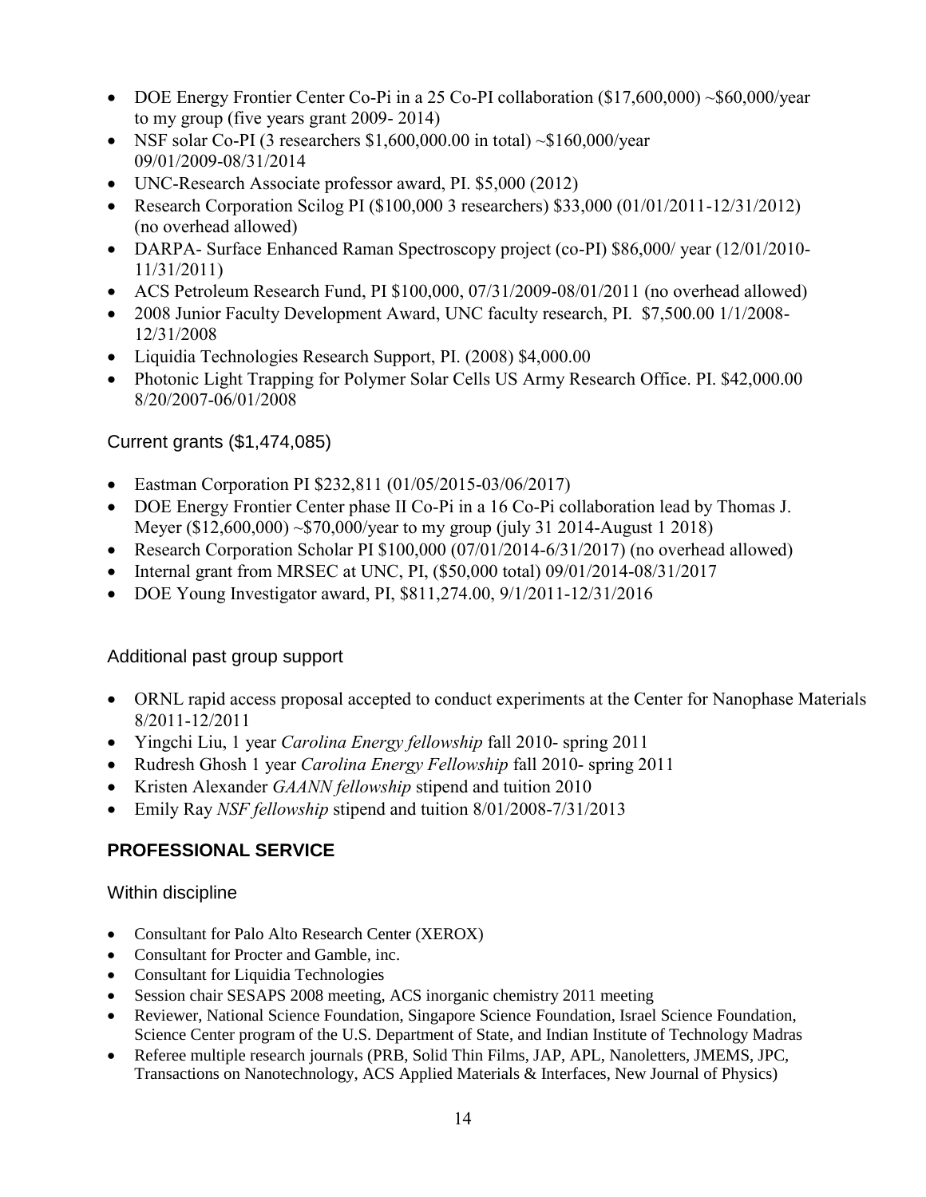- DOE Energy Frontier Center Co-Pi in a 25 Co-PI collaboration ($17,600,000) ~$60,000/year to my group (five years grant 2009- 2014)
- NSF solar Co-PI (3 researchers $1,600,000.00 in total) ~$160,000/year 09/01/2009-08/31/2014
- UNC-Research Associate professor award, PI. $5,000 (2012)
- Research Corporation Scilog PI ($100,000 3 researchers) $33,000 (01/01/2011-12/31/2012) (no overhead allowed)
- DARPA- Surface Enhanced Raman Spectroscopy project (co-PI) $86,000/ year (12/01/2010-11/31/2011)
- ACS Petroleum Research Fund, PI $100,000, 07/31/2009-08/01/2011 (no overhead allowed)
- 2008 Junior Faculty Development Award, UNC faculty research, PI. $7,500.00 1/1/2008-12/31/2008
- Liquidia Technologies Research Support, PI. (2008) $4,000.00
- Photonic Light Trapping for Polymer Solar Cells US Army Research Office. PI. $42,000.00 8/20/2007-06/01/2008

### Current grants ($1,474,085)

- Eastman Corporation PI $232,811 (01/05/2015-03/06/2017)
- DOE Energy Frontier Center phase II Co-Pi in a 16 Co-Pi collaboration lead by Thomas J. Meyer ($12,600,000) ~$70,000/year to my group (july 31 2014-August 1 2018)
- Research Corporation Scholar PI $100,000 (07/01/2014-6/31/2017) (no overhead allowed)
- Internal grant from MRSEC at UNC, PI, ($50,000 total) 09/01/2014-08/31/2017
- DOE Young Investigator award, PI, $811,274.00, 9/1/2011-12/31/2016

### Additional past group support

- ORNL rapid access proposal accepted to conduct experiments at the Center for Nanophase Materials 8/2011-12/2011
- Yingchi Liu, 1 year *Carolina Energy fellowship* fall 2010- spring 2011
- Rudresh Ghosh 1 year *Carolina Energy Fellowship* fall 2010- spring 2011
- Kristen Alexander *GAANN fellowship* stipend and tuition 2010
- Emily Ray *NSF fellowship* stipend and tuition 8/01/2008-7/31/2013

## PROFESSIONAL SERVICE

### Within discipline

- Consultant for Palo Alto Research Center (XEROX)
- Consultant for Procter and Gamble, inc.
- Consultant for Liquidia Technologies
- Session chair SESAPS 2008 meeting, ACS inorganic chemistry 2011 meeting
- Reviewer, National Science Foundation, Singapore Science Foundation, Israel Science Foundation, Science Center program of the U.S. Department of State, and Indian Institute of Technology Madras
- Referee multiple research journals (PRB, Solid Thin Films, JAP, APL, Nanoletters, JMEMS, JPC, Transactions on Nanotechnology, ACS Applied Materials & Interfaces, New Journal of Physics)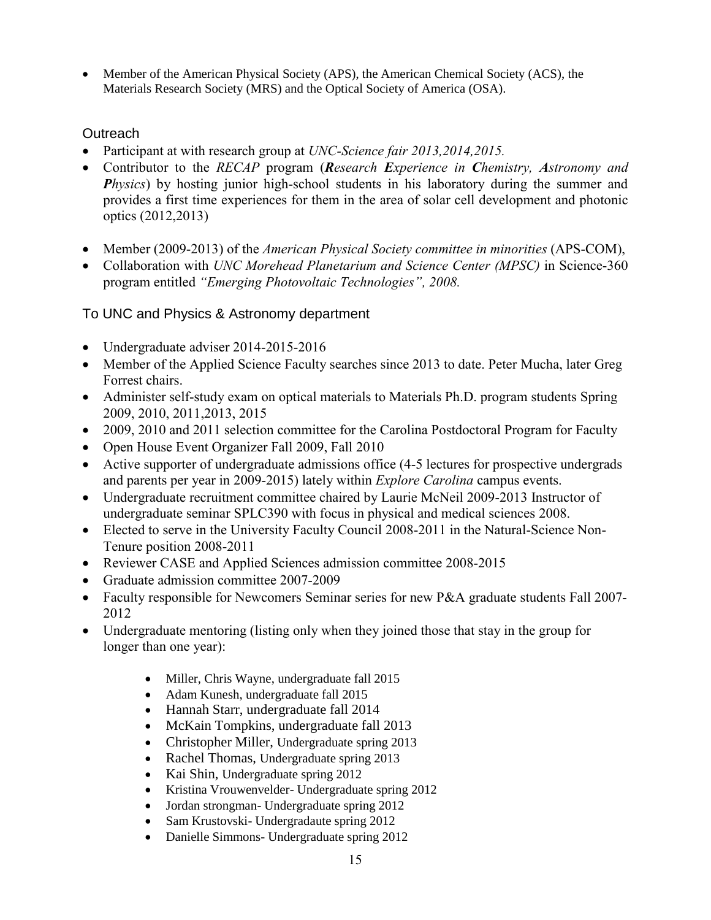- Member of the American Physical Society (APS), the American Chemical Society (ACS), the Materials Research Society (MRS) and the Optical Society of America (OSA).

## Outreach

- Participant at with research group at *UNC-Science fair 2013,2014,2015.*
- Contributor to the *RECAP* program (***R**esearch **E**xperience in **C**hemistry, **A**stronomy and **P**hysics*) by hosting junior high-school students in his laboratory during the summer and provides a first time experiences for them in the area of solar cell development and photonic optics (2012,2013)

- Member (2009-2013) of the *American Physical Society committee in minorities* (APS-COM),
- Collaboration with *UNC Morehead Planetarium and Science Center (MPSC)* in Science-360 program entitled *"Emerging Photovoltaic Technologies", 2008.*

## To UNC and Physics & Astronomy department

- Undergraduate adviser 2014-2015-2016
- Member of the Applied Science Faculty searches since 2013 to date. Peter Mucha, later Greg Forrest chairs.
- Administer self-study exam on optical materials to Materials Ph.D. program students Spring 2009, 2010, 2011,2013, 2015
- 2009, 2010 and 2011 selection committee for the Carolina Postdoctoral Program for Faculty
- Open House Event Organizer Fall 2009, Fall 2010
- Active supporter of undergraduate admissions office (4-5 lectures for prospective undergrads and parents per year in 2009-2015) lately within *Explore Carolina* campus events.
- Undergraduate recruitment committee chaired by Laurie McNeil 2009-2013 Instructor of undergraduate seminar SPLC390 with focus in physical and medical sciences 2008.
- Elected to serve in the University Faculty Council 2008-2011 in the Natural-Science Non-Tenure position 2008-2011
- Reviewer CASE and Applied Sciences admission committee 2008-2015
- Graduate admission committee 2007-2009
- Faculty responsible for Newcomers Seminar series for new P&A graduate students Fall 2007-2012
- Undergraduate mentoring (listing only when they joined those that stay in the group for longer than one year):
    - Miller, Chris Wayne, undergraduate fall 2015
    - Adam Kunesh, undergraduate fall 2015
    - Hannah Starr, undergraduate fall 2014
    - McKain Tompkins, undergraduate fall 2013
    - Christopher Miller, Undergraduate spring 2013
    - Rachel Thomas, Undergraduate spring 2013
    - Kai Shin, Undergraduate spring 2012
    - Kristina Vrouwenvelder- Undergraduate spring 2012
    - Jordan strongman- Undergraduate spring 2012
    - Sam Krustovski- Undergradaute spring 2012
    - Danielle Simmons- Undergraduate spring 2012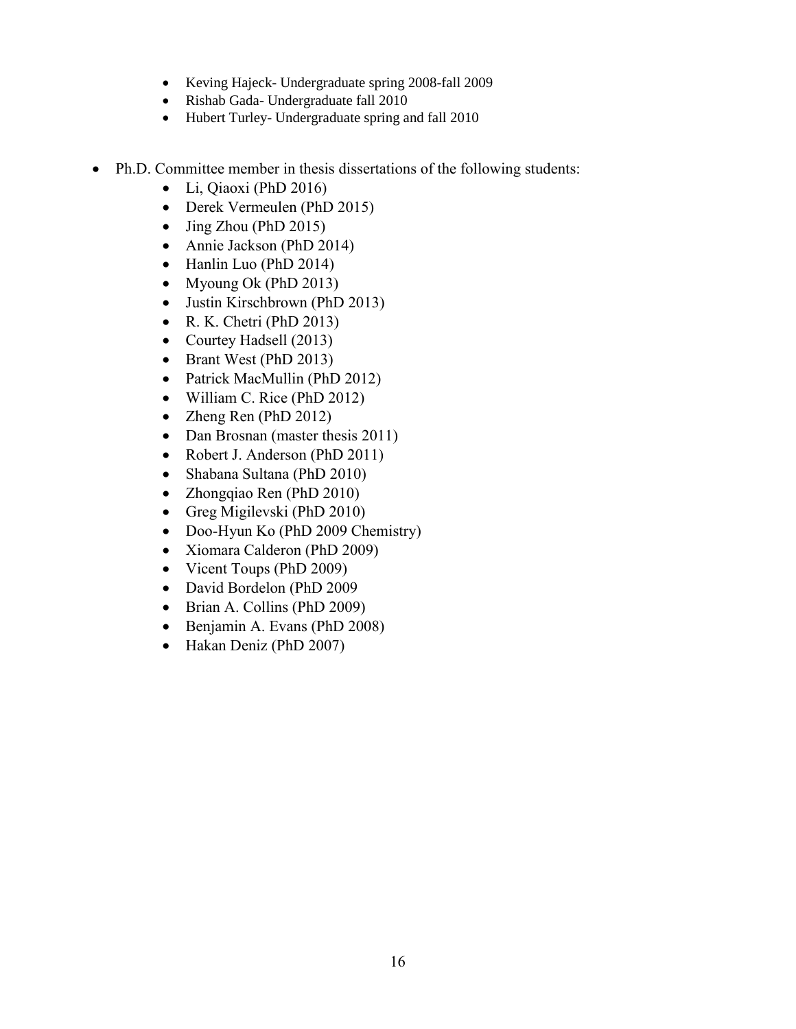- Keving Hajeck- Undergraduate spring 2008-fall 2009
- Rishab Gada- Undergraduate fall 2010
- Hubert Turley- Undergraduate spring and fall 2010

- Ph.D. Committee member in thesis dissertations of the following students:
  - Li, Qiaoxi (PhD 2016)
  - Derek Vermeulen (PhD 2015)
  - Jing Zhou (PhD 2015)
  - Annie Jackson (PhD 2014)
  - Hanlin Luo (PhD 2014)
  - Myoung Ok (PhD 2013)
  - Justin Kirschbrown (PhD 2013)
  - R. K. Chetri (PhD 2013)
  - Courtey Hadsell (2013)
  - Brant West (PhD 2013)
  - Patrick MacMullin (PhD 2012)
  - William C. Rice (PhD 2012)
  - Zheng Ren (PhD 2012)
  - Dan Brosnan (master thesis 2011)
  - Robert J. Anderson (PhD 2011)
  - Shabana Sultana (PhD 2010)
  - Zhongqiao Ren (PhD 2010)
  - Greg Migilevski (PhD 2010)
  - Doo-Hyun Ko (PhD 2009 Chemistry)
  - Xiomara Calderon (PhD 2009)
  - Vicent Toups (PhD 2009)
  - David Bordelon (PhD 2009
  - Brian A. Collins (PhD 2009)
  - Benjamin A. Evans (PhD 2008)
  - Hakan Deniz (PhD 2007)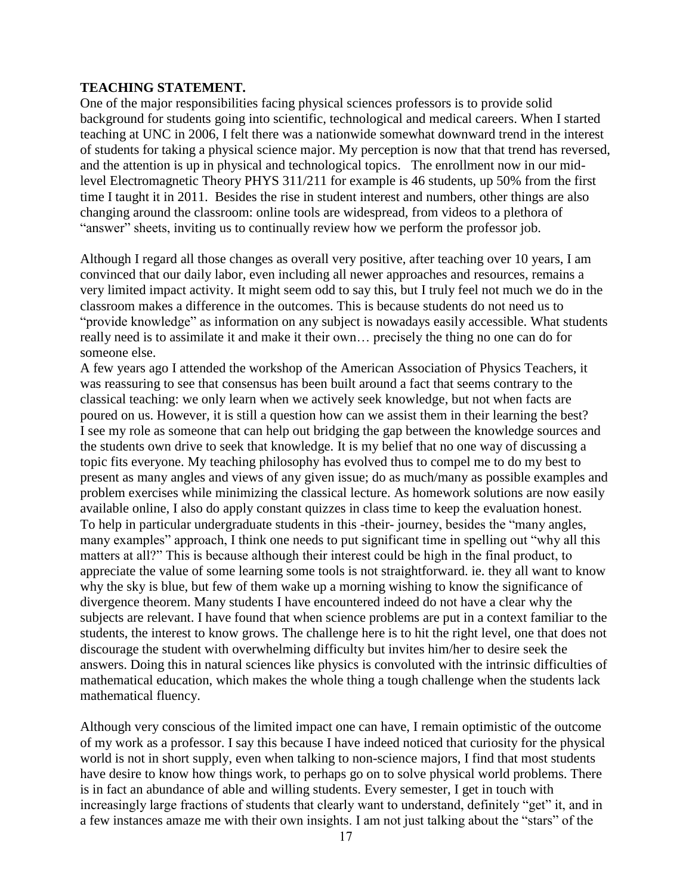**TEACHING STATEMENT.**

One of the major responsibilities facing physical sciences professors is to provide solid background for students going into scientific, technological and medical careers. When I started teaching at UNC in 2006, I felt there was a nationwide somewhat downward trend in the interest of students for taking a physical science major. My perception is now that that trend has reversed, and the attention is up in physical and technological topics. The enrollment now in our mid-level Electromagnetic Theory PHYS 311/211 for example is 46 students, up 50% from the first time I taught it in 2011. Besides the rise in student interest and numbers, other things are also changing around the classroom: online tools are widespread, from videos to a plethora of "answer" sheets, inviting us to continually review how we perform the professor job.

Although I regard all those changes as overall very positive, after teaching over 10 years, I am convinced that our daily labor, even including all newer approaches and resources, remains a very limited impact activity. It might seem odd to say this, but I truly feel not much we do in the classroom makes a difference in the outcomes. This is because students do not need us to "provide knowledge" as information on any subject is nowadays easily accessible. What students really need is to assimilate it and make it their own… precisely the thing no one can do for someone else.

A few years ago I attended the workshop of the American Association of Physics Teachers, it was reassuring to see that consensus has been built around a fact that seems contrary to the classical teaching: we only learn when we actively seek knowledge, but not when facts are poured on us. However, it is still a question how can we assist them in their learning the best? I see my role as someone that can help out bridging the gap between the knowledge sources and the students own drive to seek that knowledge. It is my belief that no one way of discussing a topic fits everyone. My teaching philosophy has evolved thus to compel me to do my best to present as many angles and views of any given issue; do as much/many as possible examples and problem exercises while minimizing the classical lecture. As homework solutions are now easily available online, I also do apply constant quizzes in class time to keep the evaluation honest. To help in particular undergraduate students in this -their- journey, besides the "many angles, many examples" approach, I think one needs to put significant time in spelling out "why all this matters at all?" This is because although their interest could be high in the final product, to appreciate the value of some learning some tools is not straightforward. ie. they all want to know why the sky is blue, but few of them wake up a morning wishing to know the significance of divergence theorem. Many students I have encountered indeed do not have a clear why the subjects are relevant. I have found that when science problems are put in a context familiar to the students, the interest to know grows. The challenge here is to hit the right level, one that does not discourage the student with overwhelming difficulty but invites him/her to desire seek the answers. Doing this in natural sciences like physics is convoluted with the intrinsic difficulties of mathematical education, which makes the whole thing a tough challenge when the students lack mathematical fluency.

Although very conscious of the limited impact one can have, I remain optimistic of the outcome of my work as a professor. I say this because I have indeed noticed that curiosity for the physical world is not in short supply, even when talking to non-science majors, I find that most students have desire to know how things work, to perhaps go on to solve physical world problems. There is in fact an abundance of able and willing students. Every semester, I get in touch with increasingly large fractions of students that clearly want to understand, definitely "get" it, and in a few instances amaze me with their own insights. I am not just talking about the "stars" of the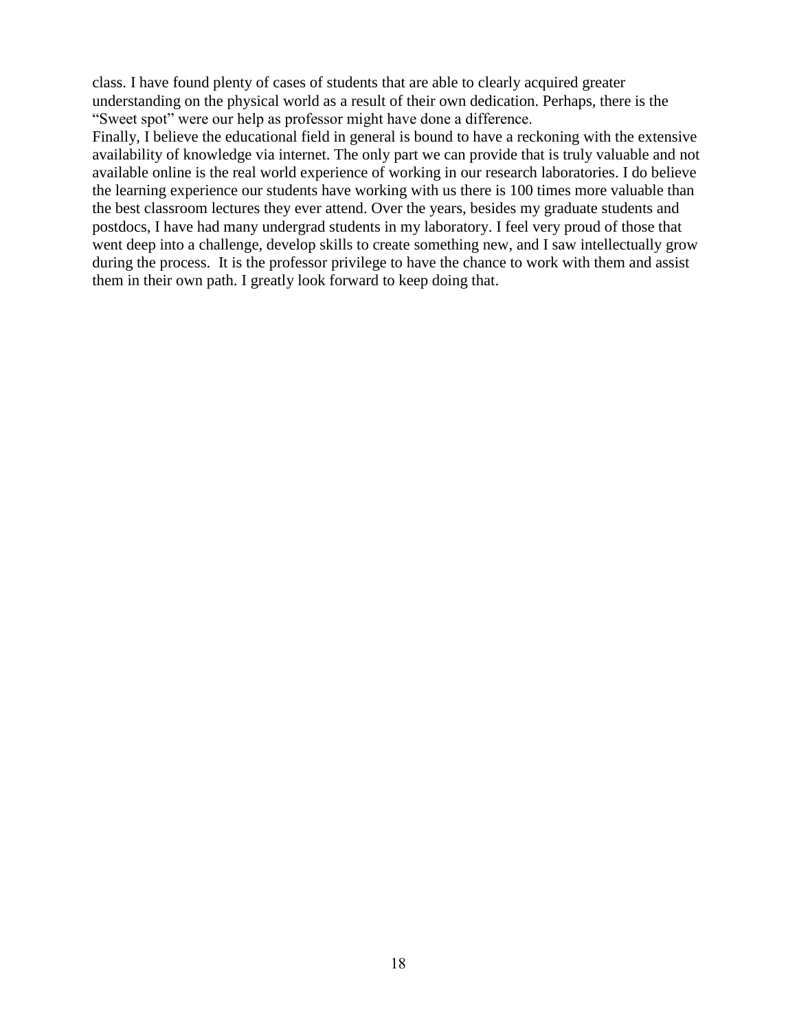class. I have found plenty of cases of students that are able to clearly acquired greater understanding on the physical world as a result of their own dedication. Perhaps, there is the "Sweet spot" were our help as professor might have done a difference.

Finally, I believe the educational field in general is bound to have a reckoning with the extensive availability of knowledge via internet. The only part we can provide that is truly valuable and not available online is the real world experience of working in our research laboratories. I do believe the learning experience our students have working with us there is 100 times more valuable than the best classroom lectures they ever attend. Over the years, besides my graduate students and postdocs, I have had many undergrad students in my laboratory. I feel very proud of those that went deep into a challenge, develop skills to create something new, and I saw intellectually grow during the process. It is the professor privilege to have the chance to work with them and assist them in their own path. I greatly look forward to keep doing that.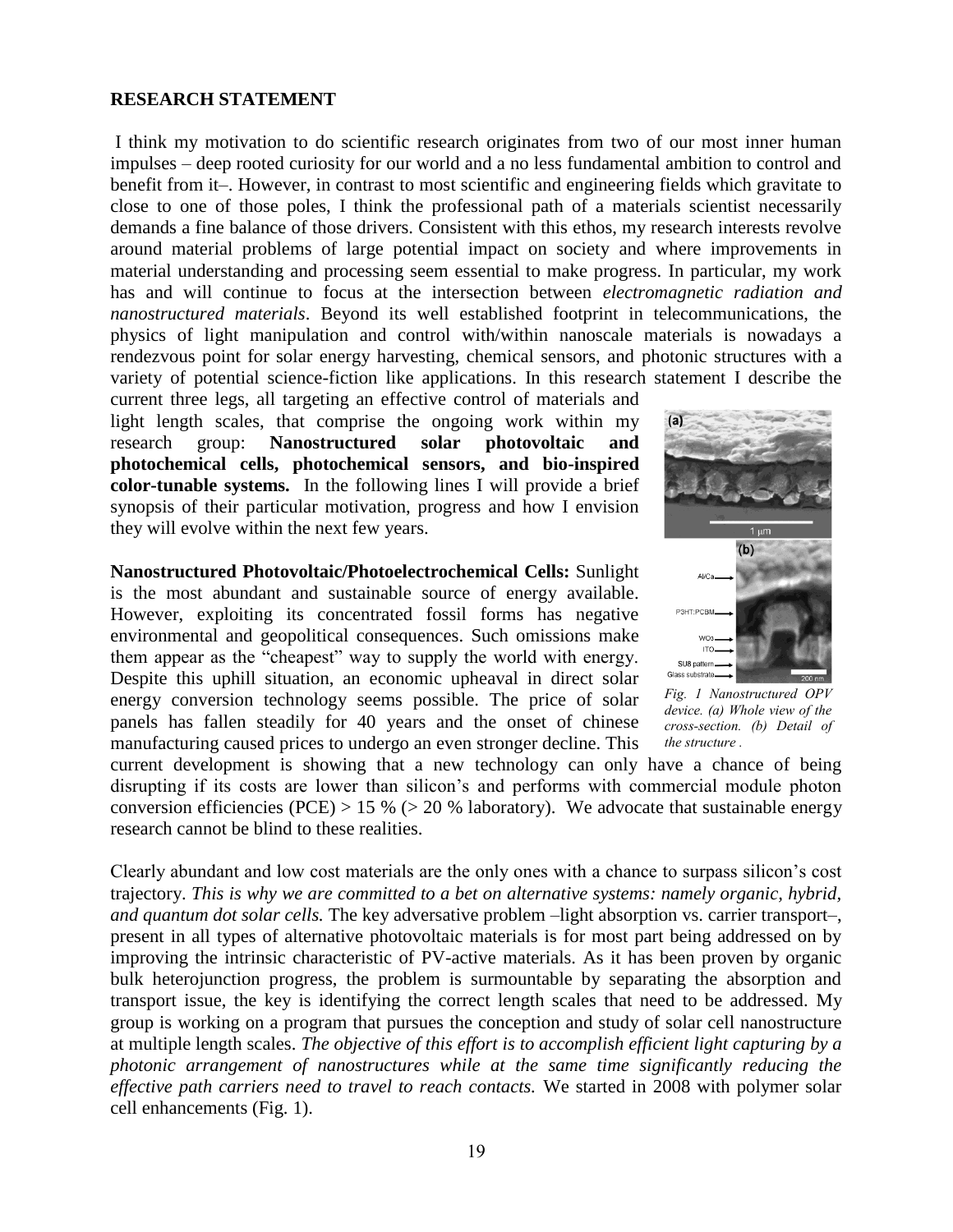**RESEARCH STATEMENT**

I think my motivation to do scientific research originates from two of our most inner human impulses – deep rooted curiosity for our world and a no less fundamental ambition to control and benefit from it–. However, in contrast to most scientific and engineering fields which gravitate to close to one of those poles, I think the professional path of a materials scientist necessarily demands a fine balance of those drivers. Consistent with this ethos, my research interests revolve around material problems of large potential impact on society and where improvements in material understanding and processing seem essential to make progress. In particular, my work has and will continue to focus at the intersection between *electromagnetic radiation and nanostructured materials*. Beyond its well established footprint in telecommunications, the physics of light manipulation and control with/within nanoscale materials is nowadays a rendezvous point for solar energy harvesting, chemical sensors, and photonic structures with a variety of potential science-fiction like applications. In this research statement I describe the current three legs, all targeting an effective control of materials and light length scales, that comprise the ongoing work within my research group: **Nanostructured solar photovoltaic and photochemical cells, photochemical sensors, and bio-inspired color-tunable systems.** In the following lines I will provide a brief synopsis of their particular motivation, progress and how I envision they will evolve within the next few years.

*Fig. 1 Nanostructured OPV device. (a) Whole view of the cross-section. (b) Detail of the structure .*

**Nanostructured Photovoltaic/Photoelectrochemical Cells:** Sunlight is the most abundant and sustainable source of energy available. However, exploiting its concentrated fossil forms has negative environmental and geopolitical consequences. Such omissions make them appear as the "cheapest" way to supply the world with energy. Despite this uphill situation, an economic upheaval in direct solar energy conversion technology seems possible. The price of solar panels has fallen steadily for 40 years and the onset of chinese manufacturing caused prices to undergo an even stronger decline. This current development is showing that a new technology can only have a chance of being disrupting if its costs are lower than silicon's and performs with commercial module photon conversion efficiencies (PCE) > 15 % (> 20 % laboratory). We advocate that sustainable energy research cannot be blind to these realities.

Clearly abundant and low cost materials are the only ones with a chance to surpass silicon's cost trajectory. *This is why we are committed to a bet on alternative systems: namely organic, hybrid, and quantum dot solar cells.* The key adversative problem –light absorption vs. carrier transport–, present in all types of alternative photovoltaic materials is for most part being addressed on by improving the intrinsic characteristic of PV-active materials. As it has been proven by organic bulk heterojunction progress, the problem is surmountable by separating the absorption and transport issue, the key is identifying the correct length scales that need to be addressed. My group is working on a program that pursues the conception and study of solar cell nanostructure at multiple length scales. *The objective of this effort is to accomplish efficient light capturing by a photonic arrangement of nanostructures while at the same time significantly reducing the effective path carriers need to travel to reach contacts.* We started in 2008 with polymer solar cell enhancements (Fig. 1).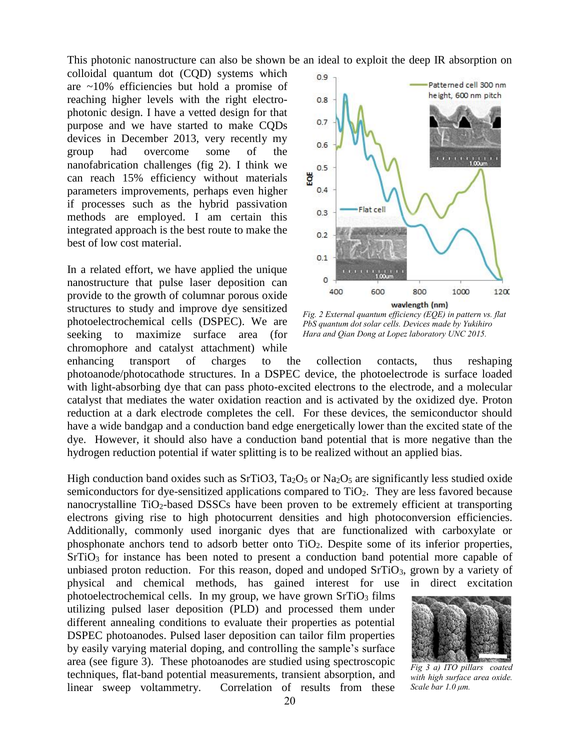This photonic nanostructure can also be shown be an ideal to exploit the deep IR absorption on colloidal quantum dot (CQD) systems which are ~10% efficiencies but hold a promise of reaching higher levels with the right electro-photonic design. I have a vetted design for that purpose and we have started to make CQDs devices in December 2013, very recently my group had overcome some of the nanofabrication challenges (fig 2). I think we can reach 15% efficiency without materials parameters improvements, perhaps even higher if processes such as the hybrid passivation methods are employed. I am certain this integrated approach is the best route to make the best of low cost material.

*Fig. 2 External quantum efficiency (EQE) in pattern vs. flat PbS quantum dot solar cells. Devices made by Yukihiro Hara and Qian Dong at Lopez laboratory UNC 2015.*

In a related effort, we have applied the unique nanostructure that pulse laser deposition can provide to the growth of columnar porous oxide structures to study and improve dye sensitized photoelectrochemical cells (DSPEC). We are seeking to maximize surface area (for chromophore and catalyst attachment) while enhancing transport of charges to the collection contacts, thus reshaping photoanode/photocathode structures. In a DSPEC device, the photoelectrode is surface loaded with light-absorbing dye that can pass photo-excited electrons to the electrode, and a molecular catalyst that mediates the water oxidation reaction and is activated by the oxidized dye. Proton reduction at a dark electrode completes the cell. For these devices, the semiconductor should have a wide bandgap and a conduction band edge energetically lower than the excited state of the dye. However, it should also have a conduction band potential that is more negative than the hydrogen reduction potential if water splitting is to be realized without an applied bias.

High conduction band oxides such as $SrTiO3$, $Ta_2O_5$ or $Na_2O_5$ are significantly less studied oxide semiconductors for dye-sensitized applications compared to $TiO_2$. They are less favored because nanocrystalline $TiO_2$-based DSSCs have been proven to be extremely efficient at transporting electrons giving rise to high photocurrent densities and high photoconversion efficiencies. Additionally, commonly used inorganic dyes that are functionalized with carboxylate or phosphonate anchors tend to adsorb better onto $TiO_2$. Despite some of its inferior properties, $SrTiO_3$ for instance has been noted to present a conduction band potential more capable of unbiased proton reduction. For this reason, doped and undoped $SrTiO_3$, grown by a variety of physical and chemical methods, has gained interest for use in direct excitation photoelectrochemical cells. In my group, we have grown $SrTiO_3$ films utilizing pulsed laser deposition (PLD) and processed them under different annealing conditions to evaluate their properties as potential DSPEC photoanodes. Pulsed laser deposition can tailor film properties by easily varying material doping, and controlling the sample's surface area (see figure 3). These photoanodes are studied using spectroscopic techniques, flat-band potential measurements, transient absorption, and linear sweep voltammetry. Correlation of results from these

*Fig 3 a) ITO pillars coated with high surface area oxide. Scale bar 1.0 μm.*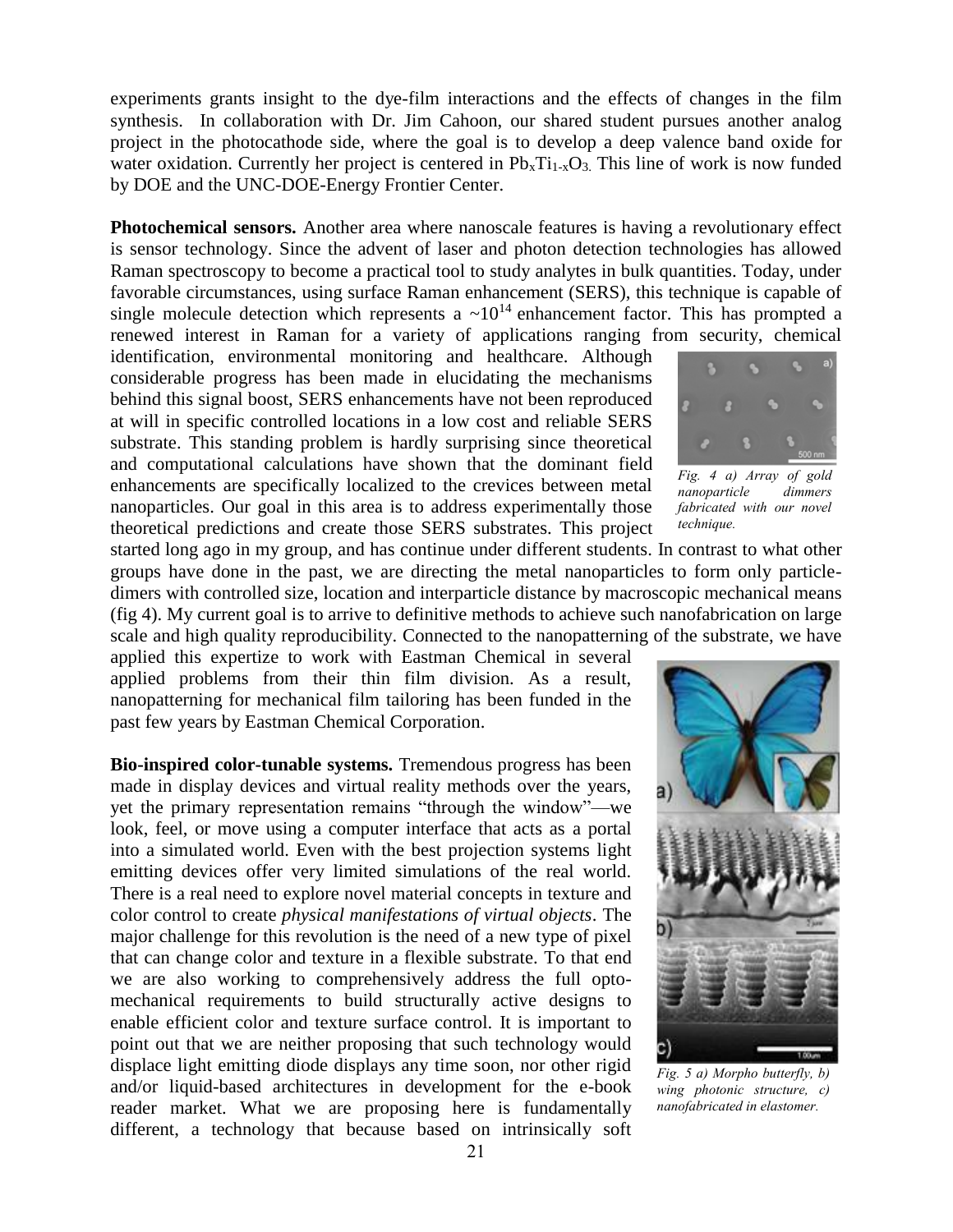experiments grants insight to the dye-film interactions and the effects of changes in the film synthesis. In collaboration with Dr. Jim Cahoon, our shared student pursues another analog project in the photocathode side, where the goal is to develop a deep valence band oxide for water oxidation. Currently her project is centered in $Pb_xTi_{1-x}O_3$. This line of work is now funded by DOE and the UNC-DOE-Energy Frontier Center.

**Photochemical sensors.** Another area where nanoscale features is having a revolutionary effect is sensor technology. Since the advent of laser and photon detection technologies has allowed Raman spectroscopy to become a practical tool to study analytes in bulk quantities. Today, under favorable circumstances, using surface Raman enhancement (SERS), this technique is capable of single molecule detection which represents a $\sim 10^{14}$ enhancement factor. This has prompted a renewed interest in Raman for a variety of applications ranging from security, chemical identification, environmental monitoring and healthcare. Although considerable progress has been made in elucidating the mechanisms behind this signal boost, SERS enhancements have not been reproduced at will in specific controlled locations in a low cost and reliable SERS substrate. This standing problem is hardly surprising since theoretical and computational calculations have shown that the dominant field enhancements are specifically localized to the crevices between metal nanoparticles. Our goal in this area is to address experimentally those theoretical predictions and create those SERS substrates. This project started long ago in my group, and has continue under different students. In contrast to what other groups have done in the past, we are directing the metal nanoparticles to form only particle-dimers with controlled size, location and interparticle distance by macroscopic mechanical means (fig 4). My current goal is to arrive to definitive methods to achieve such nanofabrication on large scale and high quality reproducibility. Connected to the nanopatterning of the substrate, we have applied this expertize to work with Eastman Chemical in several applied problems from their thin film division. As a result, nanopatterning for mechanical film tailoring has been funded in the past few years by Eastman Chemical Corporation.

*Fig. 4 a) Array of gold nanoparticle dimmers fabricated with our novel technique.*

**Bio-inspired color-tunable systems.** Tremendous progress has been made in display devices and virtual reality methods over the years, yet the primary representation remains "through the window"—we look, feel, or move using a computer interface that acts as a portal into a simulated world. Even with the best projection systems light emitting devices offer very limited simulations of the real world. There is a real need to explore novel material concepts in texture and color control to create *physical manifestations of virtual objects*. The major challenge for this revolution is the need of a new type of pixel that can change color and texture in a flexible substrate. To that end we are also working to comprehensively address the full opto-mechanical requirements to build structurally active designs to enable efficient color and texture surface control. It is important to point out that we are neither proposing that such technology would displace light emitting diode displays any time soon, nor other rigid and/or liquid-based architectures in development for the e-book reader market. What we are proposing here is fundamentally different, a technology that because based on intrinsically soft

*Fig. 5 a) Morpho butterfly, b) wing photonic structure, c) nanofabricated in elastomer.*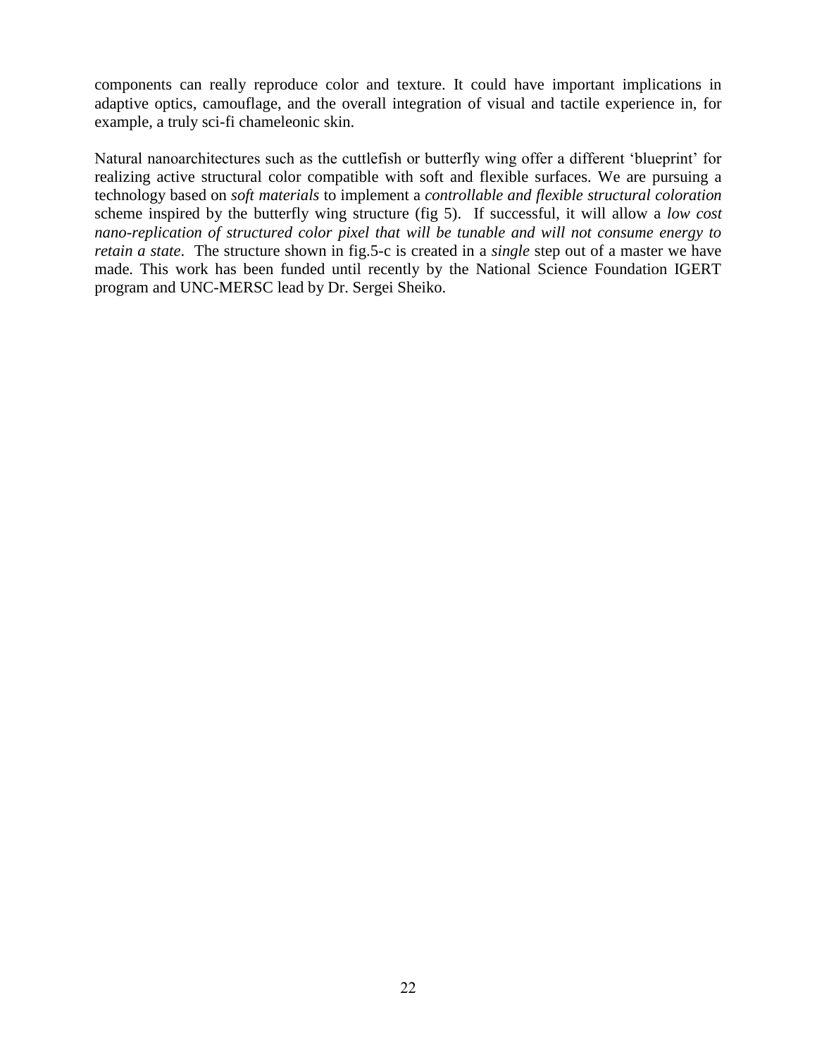components can really reproduce color and texture. It could have important implications in adaptive optics, camouflage, and the overall integration of visual and tactile experience in, for example, a truly sci-fi chameleonic skin.

Natural nanoarchitectures such as the cuttlefish or butterfly wing offer a different 'blueprint' for realizing active structural color compatible with soft and flexible surfaces. We are pursuing a technology based on *soft materials* to implement a *controllable and flexible structural coloration* scheme inspired by the butterfly wing structure (fig 5). If successful, it will allow a *low cost nano-replication of structured color pixel that will be tunable and will not consume energy to retain a state*. The structure shown in fig.5-c is created in a *single* step out of a master we have made. This work has been funded until recently by the National Science Foundation IGERT program and UNC-MERSC lead by Dr. Sergei Sheiko.